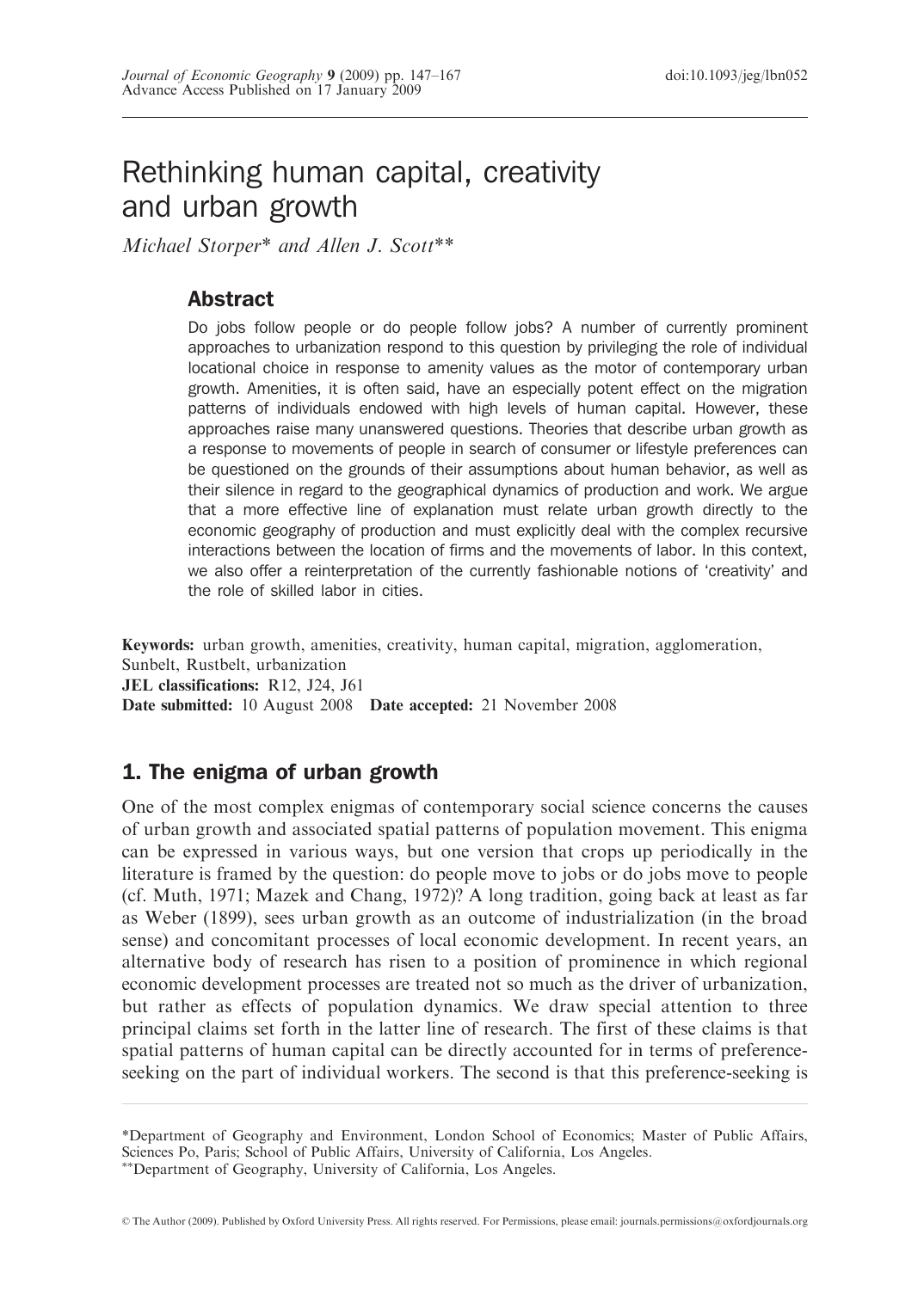# Rethinking human capital, creativity and urban growth

*Michael Storper\* and Allen J. Scott\*\**

## Abstract

Do jobs follow people or do people follow jobs? A number of currently prominent approaches to urbanization respond to this question by privileging the role of individual locational choice in response to amenity values as the motor of contemporary urban growth. Amenities, it is often said, have an especially potent effect on the migration patterns of individuals endowed with high levels of human capital. However, these approaches raise many unanswered questions. Theories that describe urban growth as a response to movements of people in search of consumer or lifestyle preferences can be questioned on the grounds of their assumptions about human behavior, as well as their silence in regard to the geographical dynamics of production and work. We argue that a more effective line of explanation must relate urban growth directly to the economic geography of production and must explicitly deal with the complex recursive interactions between the location of firms and the movements of labor. In this context, we also offer a reinterpretation of the currently fashionable notions of 'creativity' and the role of skilled labor in cities.

**Keywords:** urban growth, amenities, creativity, human capital, migration, agglomeration, Sunbelt, Rustbelt, urbanization

**JEL classifications:** R12, J24, J61

**Date submitted:** 10 August 2008 **Date accepted:** 21 November 2008

## 1. The enigma of urban growth

One of the most complex enigmas of contemporary social science concerns the causes of urban growth and associated spatial patterns of population movement. This enigma can be expressed in various ways, but one version that crops up periodically in the literature is framed by the question: do people move to jobs or do jobs move to people (cf. Muth, 1971; Mazek and Chang, 1972)? A long tradition, going back at least as far as Weber (1899), sees urban growth as an outcome of industrialization (in the broad sense) and concomitant processes of local economic development. In recent years, an alternative body of research has risen to a position of prominence in which regional economic development processes are treated not so much as the driver of urbanization, but rather as effects of population dynamics. We draw special attention to three principal claims set forth in the latter line of research. The first of these claims is that spatial patterns of human capital can be directly accounted for in terms of preference-seeking on the part of individual workers. The second is that this preference-seeking is

\*Department of Geography and Environment, London School of Economics; Master of Public Affairs, Sciences Po, Paris; School of Public Affairs, University of California, Los Angeles.
\*\*Department of Geography, University of California, Los Angeles.

© The Author (2009). Published by Oxford University Press. All rights reserved. For Permissions, please email: journals.permissions@oxfordjournals.org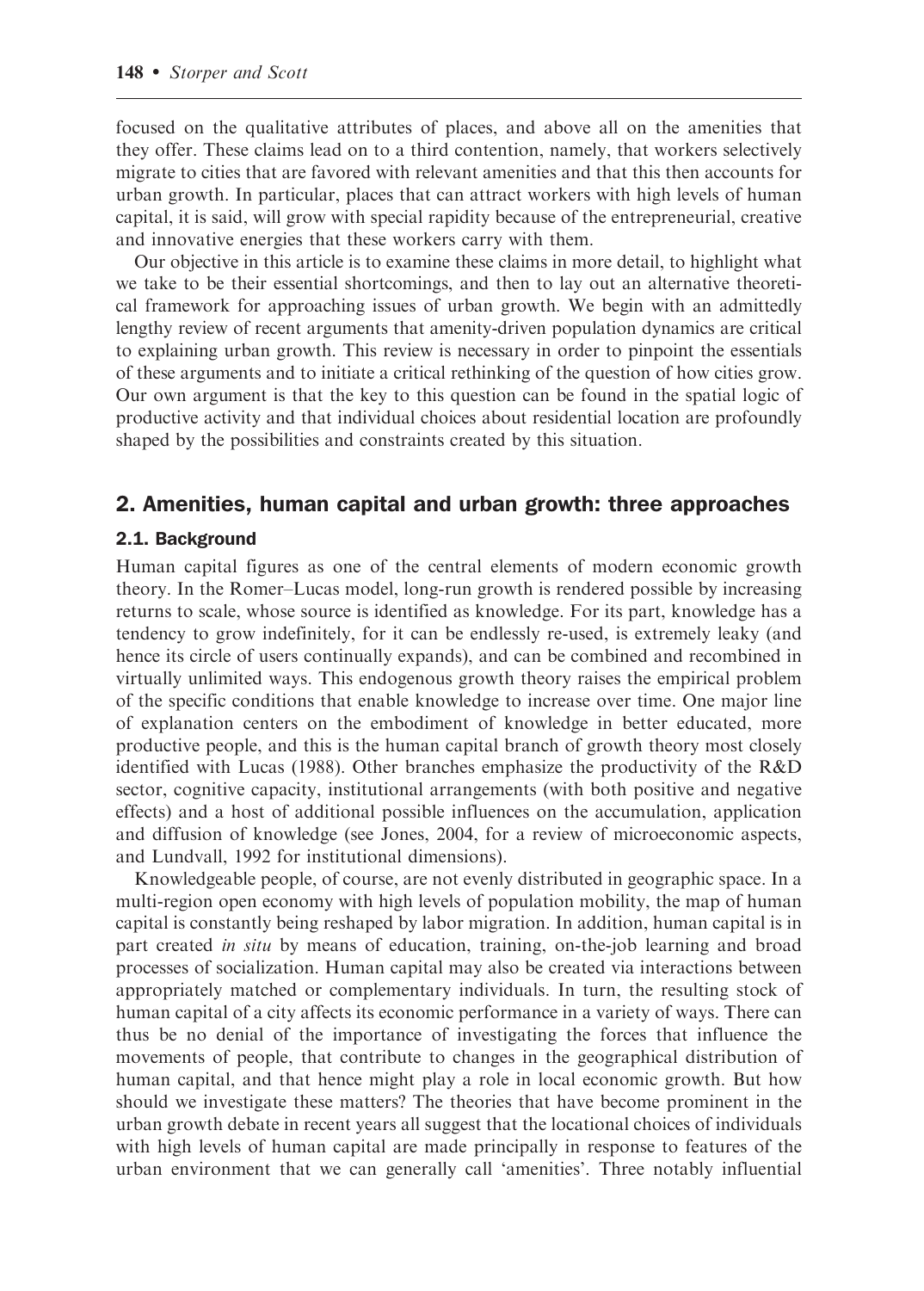focused on the qualitative attributes of places, and above all on the amenities that they offer. These claims lead on to a third contention, namely, that workers selectively migrate to cities that are favored with relevant amenities and that this then accounts for urban growth. In particular, places that can attract workers with high levels of human capital, it is said, will grow with special rapidity because of the entrepreneurial, creative and innovative energies that these workers carry with them.

Our objective in this article is to examine these claims in more detail, to highlight what we take to be their essential shortcomings, and then to lay out an alternative theoretical framework for approaching issues of urban growth. We begin with an admittedly lengthy review of recent arguments that amenity-driven population dynamics are critical to explaining urban growth. This review is necessary in order to pinpoint the essentials of these arguments and to initiate a critical rethinking of the question of how cities grow. Our own argument is that the key to this question can be found in the spatial logic of productive activity and that individual choices about residential location are profoundly shaped by the possibilities and constraints created by this situation.

## 2. Amenities, human capital and urban growth: three approaches

### 2.1. Background

Human capital figures as one of the central elements of modern economic growth theory. In the Romer–Lucas model, long-run growth is rendered possible by increasing returns to scale, whose source is identified as knowledge. For its part, knowledge has a tendency to grow indefinitely, for it can be endlessly re-used, is extremely leaky (and hence its circle of users continually expands), and can be combined and recombined in virtually unlimited ways. This endogenous growth theory raises the empirical problem of the specific conditions that enable knowledge to increase over time. One major line of explanation centers on the embodiment of knowledge in better educated, more productive people, and this is the human capital branch of growth theory most closely identified with Lucas (1988). Other branches emphasize the productivity of the R&D sector, cognitive capacity, institutional arrangements (with both positive and negative effects) and a host of additional possible influences on the accumulation, application and diffusion of knowledge (see Jones, 2004, for a review of microeconomic aspects, and Lundvall, 1992 for institutional dimensions).

Knowledgeable people, of course, are not evenly distributed in geographic space. In a multi-region open economy with high levels of population mobility, the map of human capital is constantly being reshaped by labor migration. In addition, human capital is in part created *in situ* by means of education, training, on-the-job learning and broad processes of socialization. Human capital may also be created via interactions between appropriately matched or complementary individuals. In turn, the resulting stock of human capital of a city affects its economic performance in a variety of ways. There can thus be no denial of the importance of investigating the forces that influence the movements of people, that contribute to changes in the geographical distribution of human capital, and that hence might play a role in local economic growth. But how should we investigate these matters? The theories that have become prominent in the urban growth debate in recent years all suggest that the locational choices of individuals with high levels of human capital are made principally in response to features of the urban environment that we can generally call 'amenities'. Three notably influential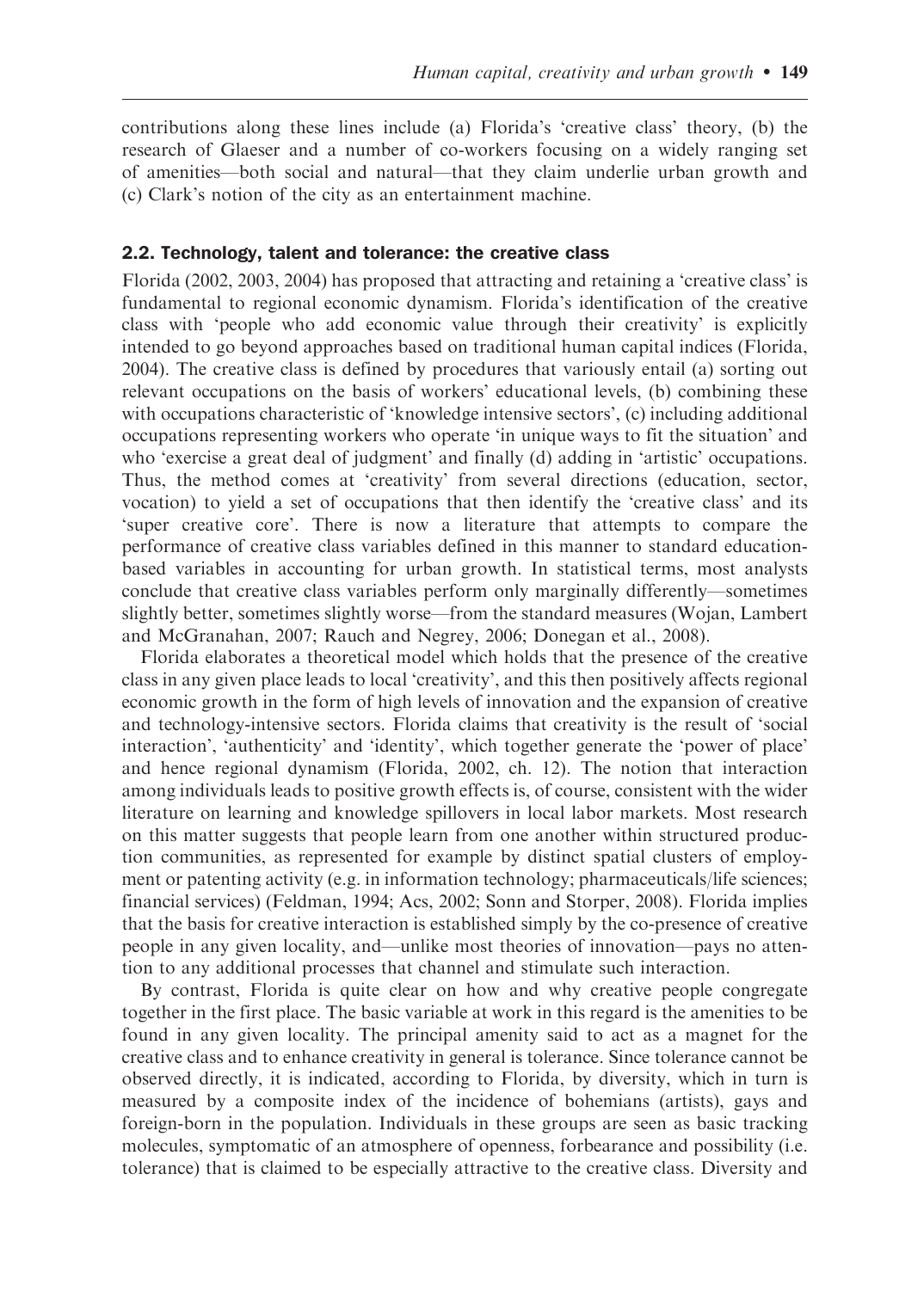contributions along these lines include (a) Florida's 'creative class' theory, (b) the research of Glaeser and a number of co-workers focusing on a widely ranging set of amenities—both social and natural—that they claim underlie urban growth and (c) Clark's notion of the city as an entertainment machine.

### 2.2. Technology, talent and tolerance: the creative class

Florida (2002, 2003, 2004) has proposed that attracting and retaining a 'creative class' is fundamental to regional economic dynamism. Florida's identification of the creative class with 'people who add economic value through their creativity' is explicitly intended to go beyond approaches based on traditional human capital indices (Florida, 2004). The creative class is defined by procedures that variously entail (a) sorting out relevant occupations on the basis of workers' educational levels, (b) combining these with occupations characteristic of 'knowledge intensive sectors', (c) including additional occupations representing workers who operate 'in unique ways to fit the situation' and who 'exercise a great deal of judgment' and finally (d) adding in 'artistic' occupations. Thus, the method comes at 'creativity' from several directions (education, sector, vocation) to yield a set of occupations that then identify the 'creative class' and its 'super creative core'. There is now a literature that attempts to compare the performance of creative class variables defined in this manner to standard education-based variables in accounting for urban growth. In statistical terms, most analysts conclude that creative class variables perform only marginally differently—sometimes slightly better, sometimes slightly worse—from the standard measures (Wojan, Lambert and McGranahan, 2007; Rauch and Negrey, 2006; Donegan et al., 2008).

Florida elaborates a theoretical model which holds that the presence of the creative class in any given place leads to local 'creativity', and this then positively affects regional economic growth in the form of high levels of innovation and the expansion of creative and technology-intensive sectors. Florida claims that creativity is the result of 'social interaction', 'authenticity' and 'identity', which together generate the 'power of place' and hence regional dynamism (Florida, 2002, ch. 12). The notion that interaction among individuals leads to positive growth effects is, of course, consistent with the wider literature on learning and knowledge spillovers in local labor markets. Most research on this matter suggests that people learn from one another within structured production communities, as represented for example by distinct spatial clusters of employment or patenting activity (e.g. in information technology; pharmaceuticals/life sciences; financial services) (Feldman, 1994; Acs, 2002; Sonn and Storper, 2008). Florida implies that the basis for creative interaction is established simply by the co-presence of creative people in any given locality, and—unlike most theories of innovation—pays no attention to any additional processes that channel and stimulate such interaction.

By contrast, Florida is quite clear on how and why creative people congregate together in the first place. The basic variable at work in this regard is the amenities to be found in any given locality. The principal amenity said to act as a magnet for the creative class and to enhance creativity in general is tolerance. Since tolerance cannot be observed directly, it is indicated, according to Florida, by diversity, which in turn is measured by a composite index of the incidence of bohemians (artists), gays and foreign-born in the population. Individuals in these groups are seen as basic tracking molecules, symptomatic of an atmosphere of openness, forbearance and possibility (i.e. tolerance) that is claimed to be especially attractive to the creative class. Diversity and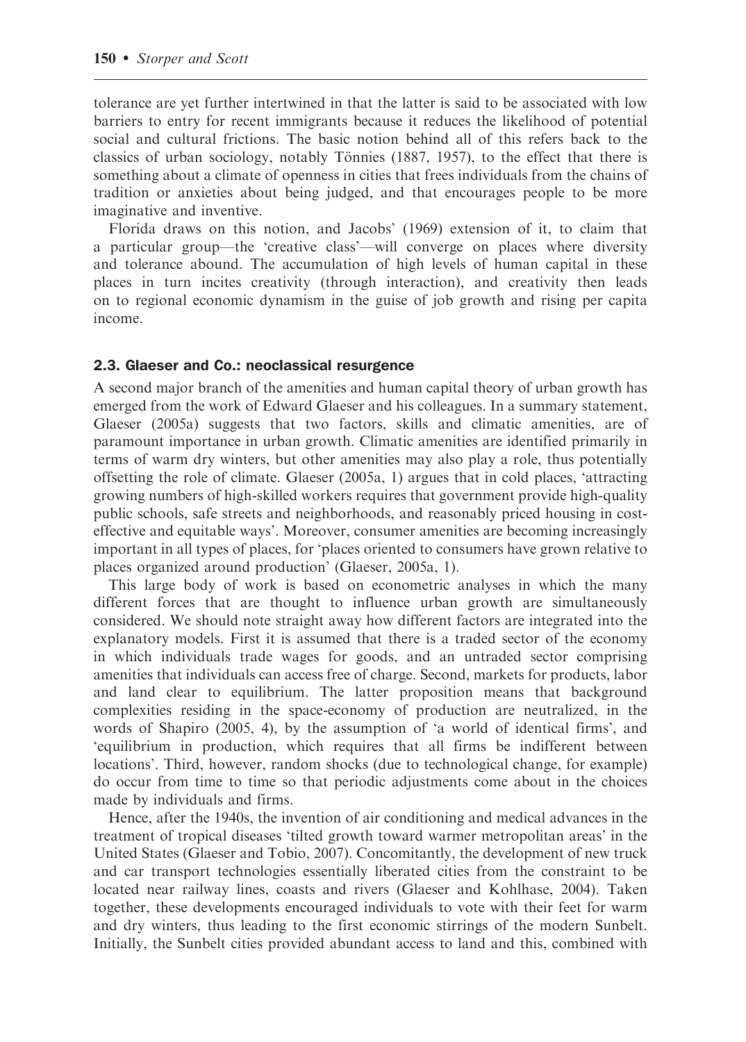tolerance are yet further intertwined in that the latter is said to be associated with low barriers to entry for recent immigrants because it reduces the likelihood of potential social and cultural frictions. The basic notion behind all of this refers back to the classics of urban sociology, notably Tönnies (1887, 1957), to the effect that there is something about a climate of openness in cities that frees individuals from the chains of tradition or anxieties about being judged, and that encourages people to be more imaginative and inventive.

Florida draws on this notion, and Jacobs' (1969) extension of it, to claim that a particular group—the 'creative class'—will converge on places where diversity and tolerance abound. The accumulation of high levels of human capital in these places in turn incites creativity (through interaction), and creativity then leads on to regional economic dynamism in the guise of job growth and rising per capita income.

### 2.3. Glaeser and Co.: neoclassical resurgence

A second major branch of the amenities and human capital theory of urban growth has emerged from the work of Edward Glaeser and his colleagues. In a summary statement, Glaeser (2005a) suggests that two factors, skills and climatic amenities, are of paramount importance in urban growth. Climatic amenities are identified primarily in terms of warm dry winters, but other amenities may also play a role, thus potentially offsetting the role of climate. Glaeser (2005a, 1) argues that in cold places, 'attracting growing numbers of high-skilled workers requires that government provide high-quality public schools, safe streets and neighborhoods, and reasonably priced housing in cost-effective and equitable ways'. Moreover, consumer amenities are becoming increasingly important in all types of places, for 'places oriented to consumers have grown relative to places organized around production' (Glaeser, 2005a, 1).

This large body of work is based on econometric analyses in which the many different forces that are thought to influence urban growth are simultaneously considered. We should note straight away how different factors are integrated into the explanatory models. First it is assumed that there is a traded sector of the economy in which individuals trade wages for goods, and an untraded sector comprising amenities that individuals can access free of charge. Second, markets for products, labor and land clear to equilibrium. The latter proposition means that background complexities residing in the space-economy of production are neutralized, in the words of Shapiro (2005, 4), by the assumption of 'a world of identical firms', and 'equilibrium in production, which requires that all firms be indifferent between locations'. Third, however, random shocks (due to technological change, for example) do occur from time to time so that periodic adjustments come about in the choices made by individuals and firms.

Hence, after the 1940s, the invention of air conditioning and medical advances in the treatment of tropical diseases 'tilted growth toward warmer metropolitan areas' in the United States (Glaeser and Tobio, 2007). Concomitantly, the development of new truck and car transport technologies essentially liberated cities from the constraint to be located near railway lines, coasts and rivers (Glaeser and Kohlhase, 2004). Taken together, these developments encouraged individuals to vote with their feet for warm and dry winters, thus leading to the first economic stirrings of the modern Sunbelt. Initially, the Sunbelt cities provided abundant access to land and this, combined with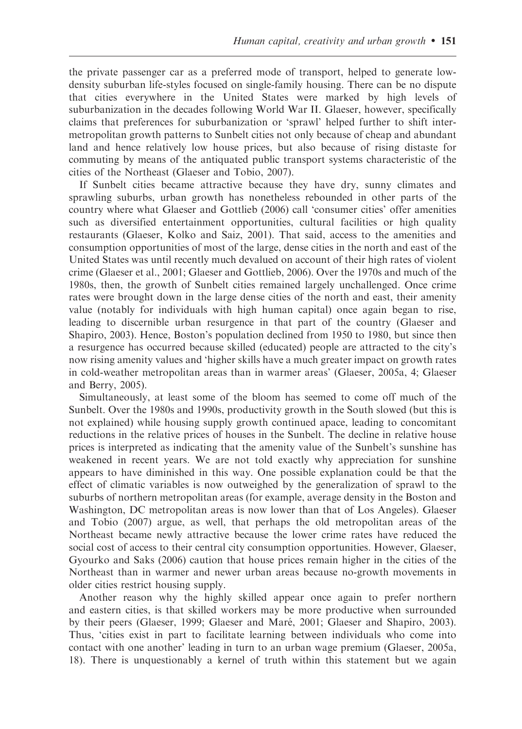the private passenger car as a preferred mode of transport, helped to generate low-density suburban life-styles focused on single-family housing. There can be no dispute that cities everywhere in the United States were marked by high levels of suburbanization in the decades following World War II. Glaeser, however, specifically claims that preferences for suburbanization or 'sprawl' helped further to shift inter-metropolitan growth patterns to Sunbelt cities not only because of cheap and abundant land and hence relatively low house prices, but also because of rising distaste for commuting by means of the antiquated public transport systems characteristic of the cities of the Northeast (Glaeser and Tobio, 2007).

If Sunbelt cities became attractive because they have dry, sunny climates and sprawling suburbs, urban growth has nonetheless rebounded in other parts of the country where what Glaeser and Gottlieb (2006) call 'consumer cities' offer amenities such as diversified entertainment opportunities, cultural facilities or high quality restaurants (Glaeser, Kolko and Saiz, 2001). That said, access to the amenities and consumption opportunities of most of the large, dense cities in the north and east of the United States was until recently much devalued on account of their high rates of violent crime (Glaeser et al., 2001; Glaeser and Gottlieb, 2006). Over the 1970s and much of the 1980s, then, the growth of Sunbelt cities remained largely unchallenged. Once crime rates were brought down in the large dense cities of the north and east, their amenity value (notably for individuals with high human capital) once again began to rise, leading to discernible urban resurgence in that part of the country (Glaeser and Shapiro, 2003). Hence, Boston's population declined from 1950 to 1980, but since then a resurgence has occurred because skilled (educated) people are attracted to the city's now rising amenity values and 'higher skills have a much greater impact on growth rates in cold-weather metropolitan areas than in warmer areas' (Glaeser, 2005a, 4; Glaeser and Berry, 2005).

Simultaneously, at least some of the bloom has seemed to come off much of the Sunbelt. Over the 1980s and 1990s, productivity growth in the South slowed (but this is not explained) while housing supply growth continued apace, leading to concomitant reductions in the relative prices of houses in the Sunbelt. The decline in relative house prices is interpreted as indicating that the amenity value of the Sunbelt's sunshine has weakened in recent years. We are not told exactly why appreciation for sunshine appears to have diminished in this way. One possible explanation could be that the effect of climatic variables is now outweighed by the generalization of sprawl to the suburbs of northern metropolitan areas (for example, average density in the Boston and Washington, DC metropolitan areas is now lower than that of Los Angeles). Glaeser and Tobio (2007) argue, as well, that perhaps the old metropolitan areas of the Northeast became newly attractive because the lower crime rates have reduced the social cost of access to their central city consumption opportunities. However, Glaeser, Gyourko and Saks (2006) caution that house prices remain higher in the cities of the Northeast than in warmer and newer urban areas because no-growth movements in older cities restrict housing supply.

Another reason why the highly skilled appear once again to prefer northern and eastern cities, is that skilled workers may be more productive when surrounded by their peers (Glaeser, 1999; Glaeser and Maré, 2001; Glaeser and Shapiro, 2003). Thus, 'cities exist in part to facilitate learning between individuals who come into contact with one another' leading in turn to an urban wage premium (Glaeser, 2005a, 18). There is unquestionably a kernel of truth within this statement but we again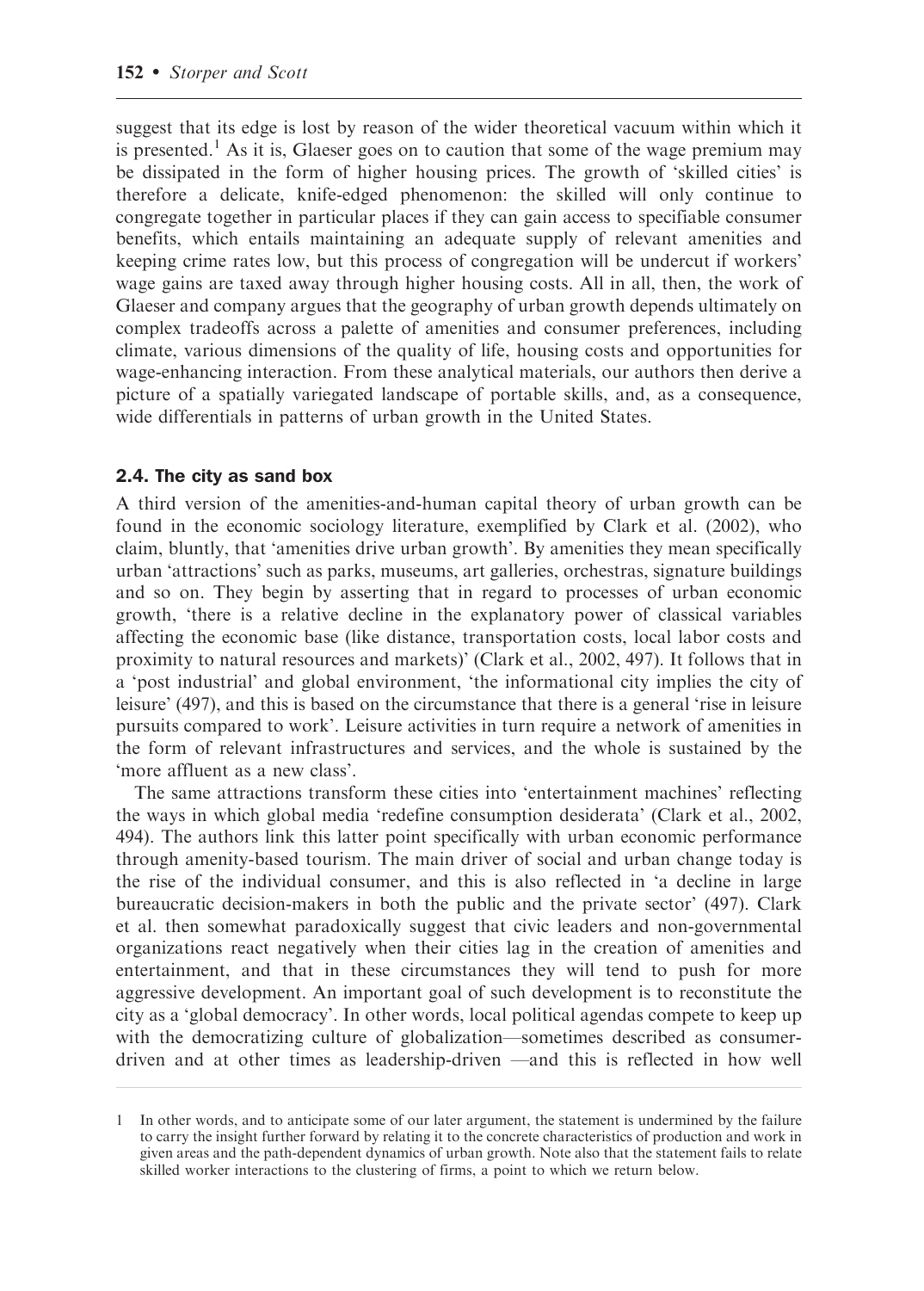suggest that its edge is lost by reason of the wider theoretical vacuum within which it is presented.[1] As it is, Glaeser goes on to caution that some of the wage premium may be dissipated in the form of higher housing prices. The growth of 'skilled cities' is therefore a delicate, knife-edged phenomenon: the skilled will only continue to congregate together in particular places if they can gain access to specifiable consumer benefits, which entails maintaining an adequate supply of relevant amenities and keeping crime rates low, but this process of congregation will be undercut if workers' wage gains are taxed away through higher housing costs. All in all, then, the work of Glaeser and company argues that the geography of urban growth depends ultimately on complex tradeoffs across a palette of amenities and consumer preferences, including climate, various dimensions of the quality of life, housing costs and opportunities for wage-enhancing interaction. From these analytical materials, our authors then derive a picture of a spatially variegated landscape of portable skills, and, as a consequence, wide differentials in patterns of urban growth in the United States.

### 2.4. The city as sand box

A third version of the amenities-and-human capital theory of urban growth can be found in the economic sociology literature, exemplified by Clark et al. (2002), who claim, bluntly, that 'amenities drive urban growth'. By amenities they mean specifically urban 'attractions' such as parks, museums, art galleries, orchestras, signature buildings and so on. They begin by asserting that in regard to processes of urban economic growth, 'there is a relative decline in the explanatory power of classical variables affecting the economic base (like distance, transportation costs, local labor costs and proximity to natural resources and markets)' (Clark et al., 2002, 497). It follows that in a 'post industrial' and global environment, 'the informational city implies the city of leisure' (497), and this is based on the circumstance that there is a general 'rise in leisure pursuits compared to work'. Leisure activities in turn require a network of amenities in the form of relevant infrastructures and services, and the whole is sustained by the 'more affluent as a new class'.

The same attractions transform these cities into 'entertainment machines' reflecting the ways in which global media 'redefine consumption desiderata' (Clark et al., 2002, 494). The authors link this latter point specifically with urban economic performance through amenity-based tourism. The main driver of social and urban change today is the rise of the individual consumer, and this is also reflected in 'a decline in large bureaucratic decision-makers in both the public and the private sector' (497). Clark et al. then somewhat paradoxically suggest that civic leaders and non-governmental organizations react negatively when their cities lag in the creation of amenities and entertainment, and that in these circumstances they will tend to push for more aggressive development. An important goal of such development is to reconstitute the city as a 'global democracy'. In other words, local political agendas compete to keep up with the democratizing culture of globalization—sometimes described as consumer-driven and at other times as leadership-driven —and this is reflected in how well

[1] In other words, and to anticipate some of our later argument, the statement is undermined by the failure to carry the insight further forward by relating it to the concrete characteristics of production and work in given areas and the path-dependent dynamics of urban growth. Note also that the statement fails to relate skilled worker interactions to the clustering of firms, a point to which we return below.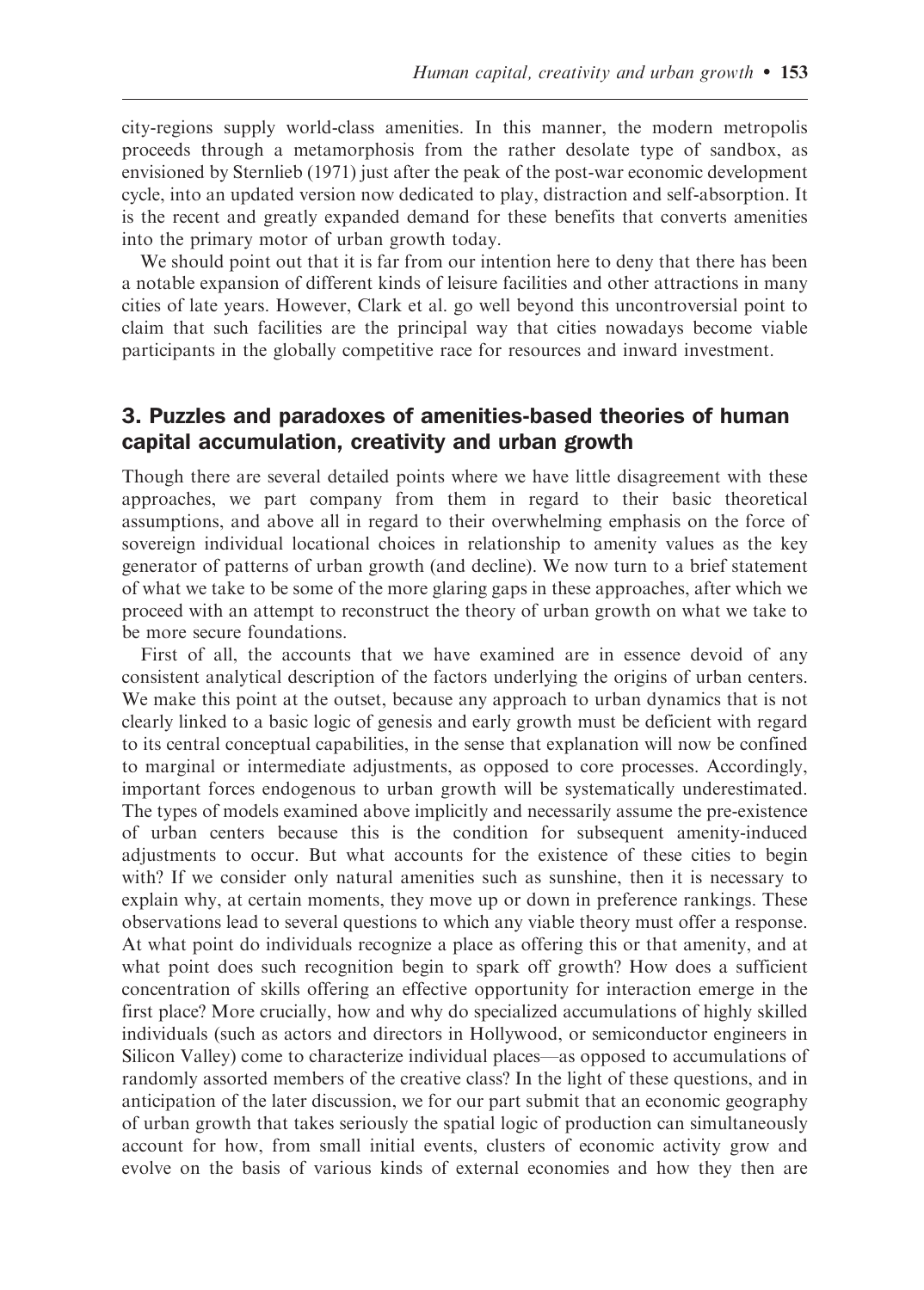city-regions supply world-class amenities. In this manner, the modern metropolis proceeds through a metamorphosis from the rather desolate type of sandbox, as envisioned by Sternlieb (1971) just after the peak of the post-war economic development cycle, into an updated version now dedicated to play, distraction and self-absorption. It is the recent and greatly expanded demand for these benefits that converts amenities into the primary motor of urban growth today.

We should point out that it is far from our intention here to deny that there has been a notable expansion of different kinds of leisure facilities and other attractions in many cities of late years. However, Clark et al. go well beyond this uncontroversial point to claim that such facilities are the principal way that cities nowadays become viable participants in the globally competitive race for resources and inward investment.

## 3. Puzzles and paradoxes of amenities-based theories of human capital accumulation, creativity and urban growth

Though there are several detailed points where we have little disagreement with these approaches, we part company from them in regard to their basic theoretical assumptions, and above all in regard to their overwhelming emphasis on the force of sovereign individual locational choices in relationship to amenity values as the key generator of patterns of urban growth (and decline). We now turn to a brief statement of what we take to be some of the more glaring gaps in these approaches, after which we proceed with an attempt to reconstruct the theory of urban growth on what we take to be more secure foundations.

First of all, the accounts that we have examined are in essence devoid of any consistent analytical description of the factors underlying the origins of urban centers. We make this point at the outset, because any approach to urban dynamics that is not clearly linked to a basic logic of genesis and early growth must be deficient with regard to its central conceptual capabilities, in the sense that explanation will now be confined to marginal or intermediate adjustments, as opposed to core processes. Accordingly, important forces endogenous to urban growth will be systematically underestimated. The types of models examined above implicitly and necessarily assume the pre-existence of urban centers because this is the condition for subsequent amenity-induced adjustments to occur. But what accounts for the existence of these cities to begin with? If we consider only natural amenities such as sunshine, then it is necessary to explain why, at certain moments, they move up or down in preference rankings. These observations lead to several questions to which any viable theory must offer a response. At what point do individuals recognize a place as offering this or that amenity, and at what point does such recognition begin to spark off growth? How does a sufficient concentration of skills offering an effective opportunity for interaction emerge in the first place? More crucially, how and why do specialized accumulations of highly skilled individuals (such as actors and directors in Hollywood, or semiconductor engineers in Silicon Valley) come to characterize individual places—as opposed to accumulations of randomly assorted members of the creative class? In the light of these questions, and in anticipation of the later discussion, we for our part submit that an economic geography of urban growth that takes seriously the spatial logic of production can simultaneously account for how, from small initial events, clusters of economic activity grow and evolve on the basis of various kinds of external economies and how they then are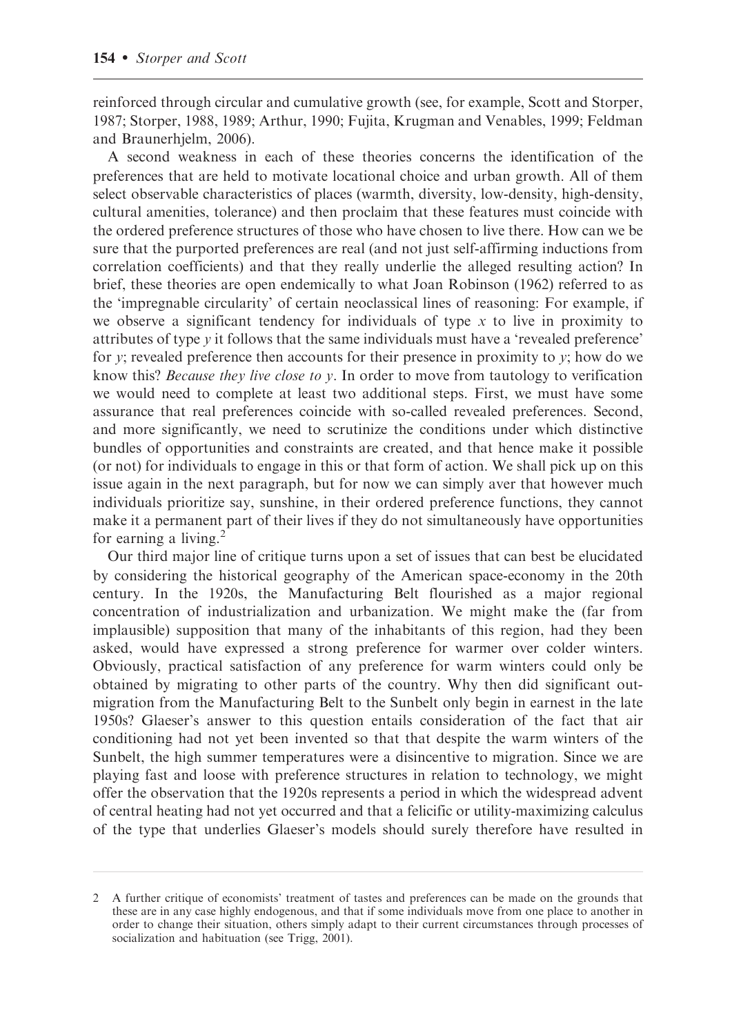reinforced through circular and cumulative growth (see, for example, Scott and Storper, 1987; Storper, 1988, 1989; Arthur, 1990; Fujita, Krugman and Venables, 1999; Feldman and Braunerhjelm, 2006).

A second weakness in each of these theories concerns the identification of the preferences that are held to motivate locational choice and urban growth. All of them select observable characteristics of places (warmth, diversity, low-density, high-density, cultural amenities, tolerance) and then proclaim that these features must coincide with the ordered preference structures of those who have chosen to live there. How can we be sure that the purported preferences are real (and not just self-affirming inductions from correlation coefficients) and that they really underlie the alleged resulting action? In brief, these theories are open endemically to what Joan Robinson (1962) referred to as the 'impregnable circularity' of certain neoclassical lines of reasoning: For example, if we observe a significant tendency for individuals of type $x$ to live in proximity to attributes of type $y$ it follows that the same individuals must have a 'revealed preference' for $y$; revealed preference then accounts for their presence in proximity to $y$; how do we know this? *Because they live close to* $y$. In order to move from tautology to verification we would need to complete at least two additional steps. First, we must have some assurance that real preferences coincide with so-called revealed preferences. Second, and more significantly, we need to scrutinize the conditions under which distinctive bundles of opportunities and constraints are created, and that hence make it possible (or not) for individuals to engage in this or that form of action. We shall pick up on this issue again in the next paragraph, but for now we can simply aver that however much individuals prioritize say, sunshine, in their ordered preference functions, they cannot make it a permanent part of their lives if they do not simultaneously have opportunities for earning a living.[2]

Our third major line of critique turns upon a set of issues that can best be elucidated by considering the historical geography of the American space-economy in the 20th century. In the 1920s, the Manufacturing Belt flourished as a major regional concentration of industrialization and urbanization. We might make the (far from implausible) supposition that many of the inhabitants of this region, had they been asked, would have expressed a strong preference for warmer over colder winters. Obviously, practical satisfaction of any preference for warm winters could only be obtained by migrating to other parts of the country. Why then did significant out-migration from the Manufacturing Belt to the Sunbelt only begin in earnest in the late 1950s? Glaeser's answer to this question entails consideration of the fact that air conditioning had not yet been invented so that that despite the warm winters of the Sunbelt, the high summer temperatures were a disincentive to migration. Since we are playing fast and loose with preference structures in relation to technology, we might offer the observation that the 1920s represents a period in which the widespread advent of central heating had not yet occurred and that a felicific or utility-maximizing calculus of the type that underlies Glaeser's models should surely therefore have resulted in

2 A further critique of economists' treatment of tastes and preferences can be made on the grounds that these are in any case highly endogenous, and that if some individuals move from one place to another in order to change their situation, others simply adapt to their current circumstances through processes of socialization and habituation (see Trigg, 2001).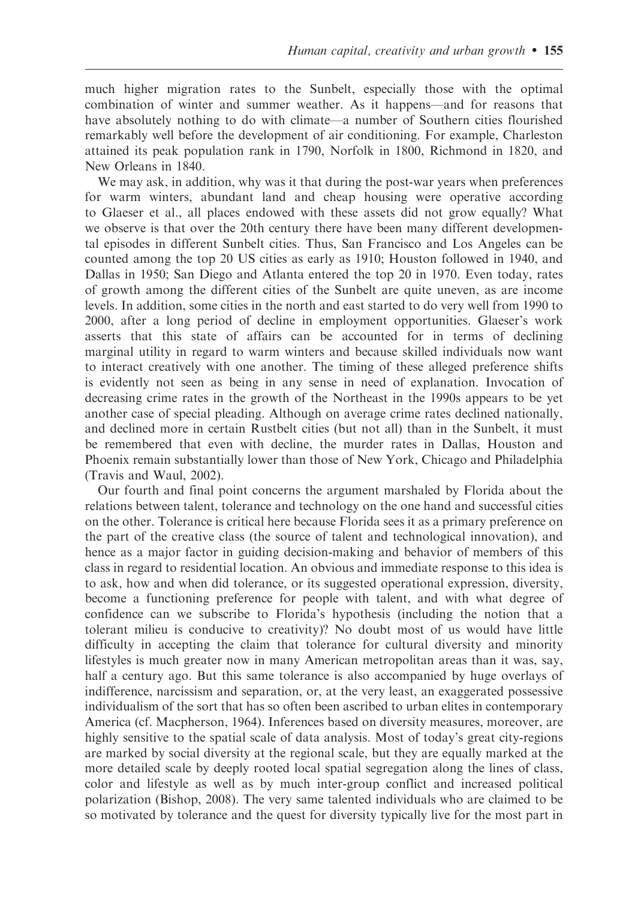much higher migration rates to the Sunbelt, especially those with the optimal combination of winter and summer weather. As it happens—and for reasons that have absolutely nothing to do with climate—a number of Southern cities flourished remarkably well before the development of air conditioning. For example, Charleston attained its peak population rank in 1790, Norfolk in 1800, Richmond in 1820, and New Orleans in 1840.

We may ask, in addition, why was it that during the post-war years when preferences for warm winters, abundant land and cheap housing were operative according to Glaeser et al., all places endowed with these assets did not grow equally? What we observe is that over the 20th century there have been many different developmental episodes in different Sunbelt cities. Thus, San Francisco and Los Angeles can be counted among the top 20 US cities as early as 1910; Houston followed in 1940, and Dallas in 1950; San Diego and Atlanta entered the top 20 in 1970. Even today, rates of growth among the different cities of the Sunbelt are quite uneven, as are income levels. In addition, some cities in the north and east started to do very well from 1990 to 2000, after a long period of decline in employment opportunities. Glaeser's work asserts that this state of affairs can be accounted for in terms of declining marginal utility in regard to warm winters and because skilled individuals now want to interact creatively with one another. The timing of these alleged preference shifts is evidently not seen as being in any sense in need of explanation. Invocation of decreasing crime rates in the growth of the Northeast in the 1990s appears to be yet another case of special pleading. Although on average crime rates declined nationally, and declined more in certain Rustbelt cities (but not all) than in the Sunbelt, it must be remembered that even with decline, the murder rates in Dallas, Houston and Phoenix remain substantially lower than those of New York, Chicago and Philadelphia (Travis and Waul, 2002).

Our fourth and final point concerns the argument marshaled by Florida about the relations between talent, tolerance and technology on the one hand and successful cities on the other. Tolerance is critical here because Florida sees it as a primary preference on the part of the creative class (the source of talent and technological innovation), and hence as a major factor in guiding decision-making and behavior of members of this class in regard to residential location. An obvious and immediate response to this idea is to ask, how and when did tolerance, or its suggested operational expression, diversity, become a functioning preference for people with talent, and with what degree of confidence can we subscribe to Florida's hypothesis (including the notion that a tolerant milieu is conducive to creativity)? No doubt most of us would have little difficulty in accepting the claim that tolerance for cultural diversity and minority lifestyles is much greater now in many American metropolitan areas than it was, say, half a century ago. But this same tolerance is also accompanied by huge overlays of indifference, narcissism and separation, or, at the very least, an exaggerated possessive individualism of the sort that has so often been ascribed to urban elites in contemporary America (cf. Macpherson, 1964). Inferences based on diversity measures, moreover, are highly sensitive to the spatial scale of data analysis. Most of today's great city-regions are marked by social diversity at the regional scale, but they are equally marked at the more detailed scale by deeply rooted local spatial segregation along the lines of class, color and lifestyle as well as by much inter-group conflict and increased political polarization (Bishop, 2008). The very same talented individuals who are claimed to be so motivated by tolerance and the quest for diversity typically live for the most part in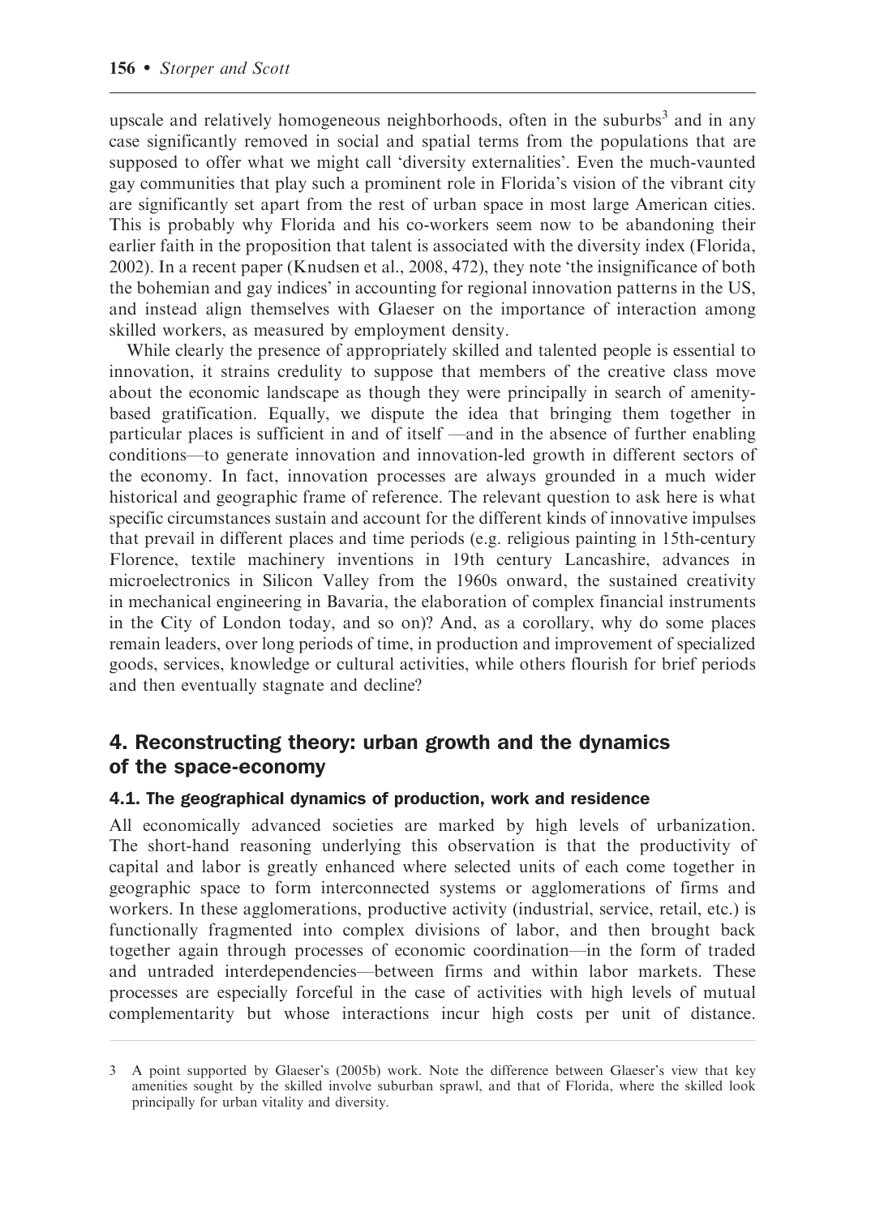upscale and relatively homogeneous neighborhoods, often in the suburbs[3] and in any case significantly removed in social and spatial terms from the populations that are supposed to offer what we might call 'diversity externalities'. Even the much-vaunted gay communities that play such a prominent role in Florida's vision of the vibrant city are significantly set apart from the rest of urban space in most large American cities. This is probably why Florida and his co-workers seem now to be abandoning their earlier faith in the proposition that talent is associated with the diversity index (Florida, 2002). In a recent paper (Knudsen et al., 2008, 472), they note 'the insignificance of both the bohemian and gay indices' in accounting for regional innovation patterns in the US, and instead align themselves with Glaeser on the importance of interaction among skilled workers, as measured by employment density.

While clearly the presence of appropriately skilled and talented people is essential to innovation, it strains credulity to suppose that members of the creative class move about the economic landscape as though they were principally in search of amenity-based gratification. Equally, we dispute the idea that bringing them together in particular places is sufficient in and of itself —and in the absence of further enabling conditions—to generate innovation and innovation-led growth in different sectors of the economy. In fact, innovation processes are always grounded in a much wider historical and geographic frame of reference. The relevant question to ask here is what specific circumstances sustain and account for the different kinds of innovative impulses that prevail in different places and time periods (e.g. religious painting in 15th-century Florence, textile machinery inventions in 19th century Lancashire, advances in microelectronics in Silicon Valley from the 1960s onward, the sustained creativity in mechanical engineering in Bavaria, the elaboration of complex financial instruments in the City of London today, and so on)? And, as a corollary, why do some places remain leaders, over long periods of time, in production and improvement of specialized goods, services, knowledge or cultural activities, while others flourish for brief periods and then eventually stagnate and decline?

## 4. Reconstructing theory: urban growth and the dynamics of the space-economy

### 4.1. The geographical dynamics of production, work and residence

All economically advanced societies are marked by high levels of urbanization. The short-hand reasoning underlying this observation is that the productivity of capital and labor is greatly enhanced where selected units of each come together in geographic space to form interconnected systems or agglomerations of firms and workers. In these agglomerations, productive activity (industrial, service, retail, etc.) is functionally fragmented into complex divisions of labor, and then brought back together again through processes of economic coordination—in the form of traded and untraded interdependencies—between firms and within labor markets. These processes are especially forceful in the case of activities with high levels of mutual complementarity but whose interactions incur high costs per unit of distance.

3 A point supported by Glaeser's (2005b) work. Note the difference between Glaeser's view that key amenities sought by the skilled involve suburban sprawl, and that of Florida, where the skilled look principally for urban vitality and diversity.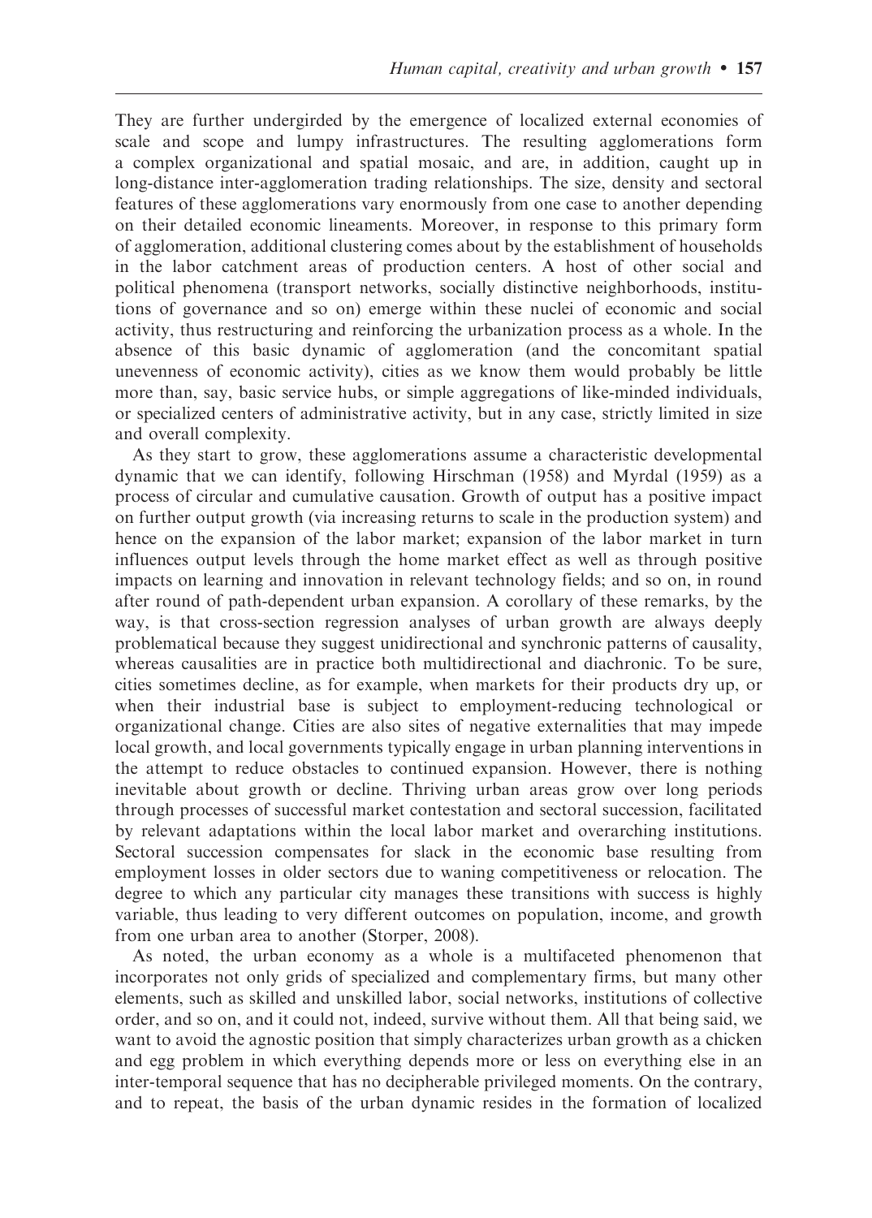They are further undergirded by the emergence of localized external economies of scale and scope and lumpy infrastructures. The resulting agglomerations form a complex organizational and spatial mosaic, and are, in addition, caught up in long-distance inter-agglomeration trading relationships. The size, density and sectoral features of these agglomerations vary enormously from one case to another depending on their detailed economic lineaments. Moreover, in response to this primary form of agglomeration, additional clustering comes about by the establishment of households in the labor catchment areas of production centers. A host of other social and political phenomena (transport networks, socially distinctive neighborhoods, institutions of governance and so on) emerge within these nuclei of economic and social activity, thus restructuring and reinforcing the urbanization process as a whole. In the absence of this basic dynamic of agglomeration (and the concomitant spatial unevenness of economic activity), cities as we know them would probably be little more than, say, basic service hubs, or simple aggregations of like-minded individuals, or specialized centers of administrative activity, but in any case, strictly limited in size and overall complexity.

As they start to grow, these agglomerations assume a characteristic developmental dynamic that we can identify, following Hirschman (1958) and Myrdal (1959) as a process of circular and cumulative causation. Growth of output has a positive impact on further output growth (via increasing returns to scale in the production system) and hence on the expansion of the labor market; expansion of the labor market in turn influences output levels through the home market effect as well as through positive impacts on learning and innovation in relevant technology fields; and so on, in round after round of path-dependent urban expansion. A corollary of these remarks, by the way, is that cross-section regression analyses of urban growth are always deeply problematical because they suggest unidirectional and synchronic patterns of causality, whereas causalities are in practice both multidirectional and diachronic. To be sure, cities sometimes decline, as for example, when markets for their products dry up, or when their industrial base is subject to employment-reducing technological or organizational change. Cities are also sites of negative externalities that may impede local growth, and local governments typically engage in urban planning interventions in the attempt to reduce obstacles to continued expansion. However, there is nothing inevitable about growth or decline. Thriving urban areas grow over long periods through processes of successful market contestation and sectoral succession, facilitated by relevant adaptations within the local labor market and overarching institutions. Sectoral succession compensates for slack in the economic base resulting from employment losses in older sectors due to waning competitiveness or relocation. The degree to which any particular city manages these transitions with success is highly variable, thus leading to very different outcomes on population, income, and growth from one urban area to another (Storper, 2008).

As noted, the urban economy as a whole is a multifaceted phenomenon that incorporates not only grids of specialized and complementary firms, but many other elements, such as skilled and unskilled labor, social networks, institutions of collective order, and so on, and it could not, indeed, survive without them. All that being said, we want to avoid the agnostic position that simply characterizes urban growth as a chicken and egg problem in which everything depends more or less on everything else in an inter-temporal sequence that has no decipherable privileged moments. On the contrary, and to repeat, the basis of the urban dynamic resides in the formation of localized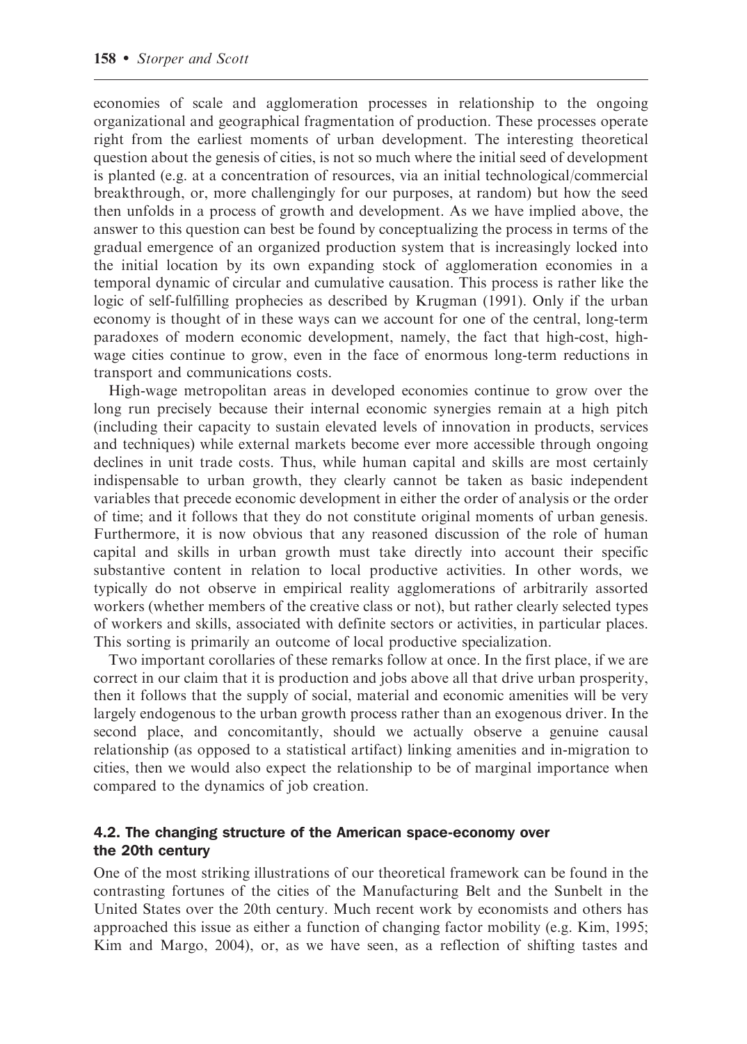economies of scale and agglomeration processes in relationship to the ongoing organizational and geographical fragmentation of production. These processes operate right from the earliest moments of urban development. The interesting theoretical question about the genesis of cities, is not so much where the initial seed of development is planted (e.g. at a concentration of resources, via an initial technological/commercial breakthrough, or, more challengingly for our purposes, at random) but how the seed then unfolds in a process of growth and development. As we have implied above, the answer to this question can best be found by conceptualizing the process in terms of the gradual emergence of an organized production system that is increasingly locked into the initial location by its own expanding stock of agglomeration economies in a temporal dynamic of circular and cumulative causation. This process is rather like the logic of self-fulfilling prophecies as described by Krugman (1991). Only if the urban economy is thought of in these ways can we account for one of the central, long-term paradoxes of modern economic development, namely, the fact that high-cost, high-wage cities continue to grow, even in the face of enormous long-term reductions in transport and communications costs.

High-wage metropolitan areas in developed economies continue to grow over the long run precisely because their internal economic synergies remain at a high pitch (including their capacity to sustain elevated levels of innovation in products, services and techniques) while external markets become ever more accessible through ongoing declines in unit trade costs. Thus, while human capital and skills are most certainly indispensable to urban growth, they clearly cannot be taken as basic independent variables that precede economic development in either the order of analysis or the order of time; and it follows that they do not constitute original moments of urban genesis. Furthermore, it is now obvious that any reasoned discussion of the role of human capital and skills in urban growth must take directly into account their specific substantive content in relation to local productive activities. In other words, we typically do not observe in empirical reality agglomerations of arbitrarily assorted workers (whether members of the creative class or not), but rather clearly selected types of workers and skills, associated with definite sectors or activities, in particular places. This sorting is primarily an outcome of local productive specialization.

Two important corollaries of these remarks follow at once. In the first place, if we are correct in our claim that it is production and jobs above all that drive urban prosperity, then it follows that the supply of social, material and economic amenities will be very largely endogenous to the urban growth process rather than an exogenous driver. In the second place, and concomitantly, should we actually observe a genuine causal relationship (as opposed to a statistical artifact) linking amenities and in-migration to cities, then we would also expect the relationship to be of marginal importance when compared to the dynamics of job creation.

### 4.2. The changing structure of the American space-economy over the 20th century

One of the most striking illustrations of our theoretical framework can be found in the contrasting fortunes of the cities of the Manufacturing Belt and the Sunbelt in the United States over the 20th century. Much recent work by economists and others has approached this issue as either a function of changing factor mobility (e.g. Kim, 1995; Kim and Margo, 2004), or, as we have seen, as a reflection of shifting tastes and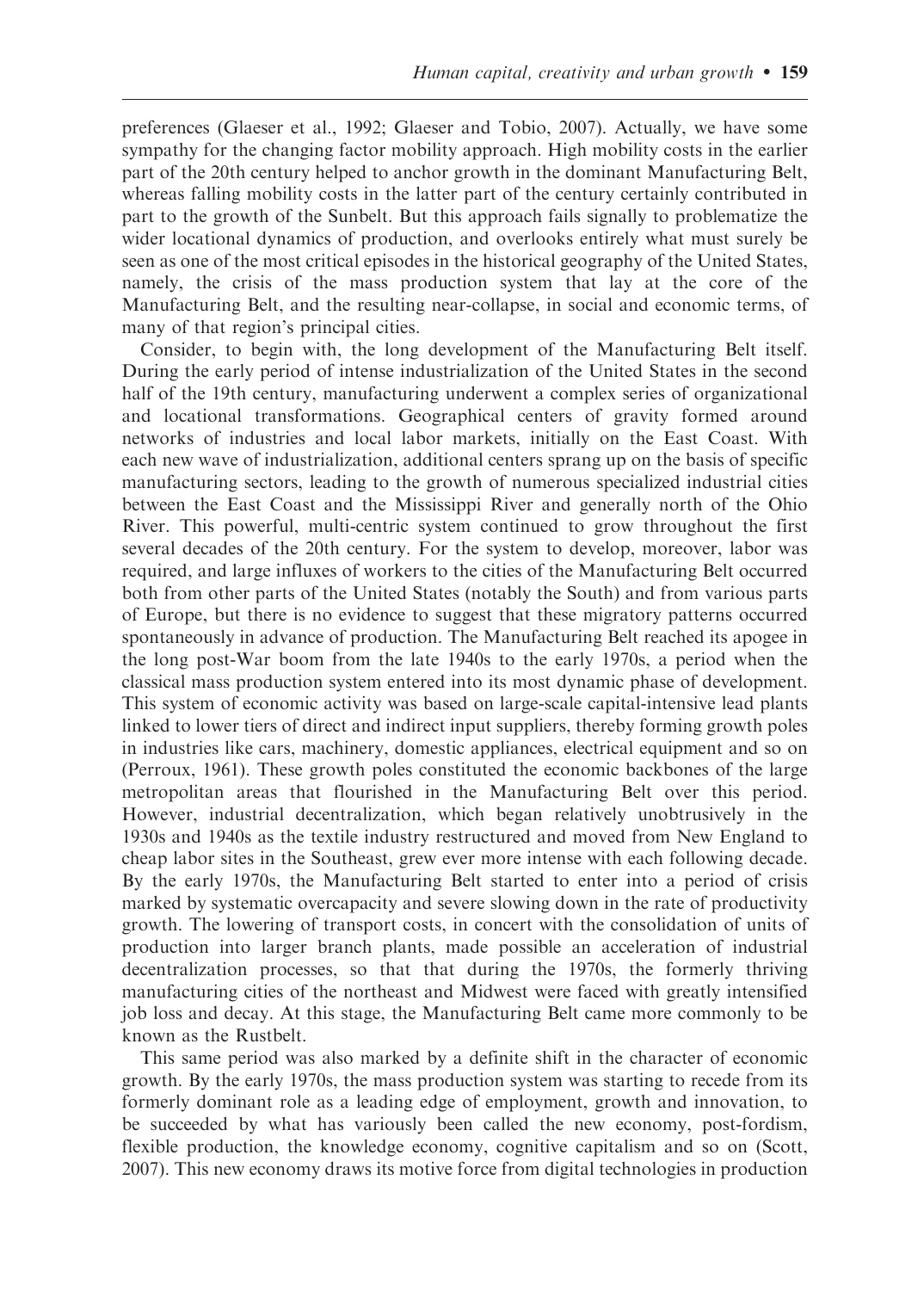preferences (Glaeser et al., 1992; Glaeser and Tobio, 2007). Actually, we have some sympathy for the changing factor mobility approach. High mobility costs in the earlier part of the 20th century helped to anchor growth in the dominant Manufacturing Belt, whereas falling mobility costs in the latter part of the century certainly contributed in part to the growth of the Sunbelt. But this approach fails signally to problematize the wider locational dynamics of production, and overlooks entirely what must surely be seen as one of the most critical episodes in the historical geography of the United States, namely, the crisis of the mass production system that lay at the core of the Manufacturing Belt, and the resulting near-collapse, in social and economic terms, of many of that region's principal cities.

Consider, to begin with, the long development of the Manufacturing Belt itself. During the early period of intense industrialization of the United States in the second half of the 19th century, manufacturing underwent a complex series of organizational and locational transformations. Geographical centers of gravity formed around networks of industries and local labor markets, initially on the East Coast. With each new wave of industrialization, additional centers sprang up on the basis of specific manufacturing sectors, leading to the growth of numerous specialized industrial cities between the East Coast and the Mississippi River and generally north of the Ohio River. This powerful, multi-centric system continued to grow throughout the first several decades of the 20th century. For the system to develop, moreover, labor was required, and large influxes of workers to the cities of the Manufacturing Belt occurred both from other parts of the United States (notably the South) and from various parts of Europe, but there is no evidence to suggest that these migratory patterns occurred spontaneously in advance of production. The Manufacturing Belt reached its apogee in the long post-War boom from the late 1940s to the early 1970s, a period when the classical mass production system entered into its most dynamic phase of development. This system of economic activity was based on large-scale capital-intensive lead plants linked to lower tiers of direct and indirect input suppliers, thereby forming growth poles in industries like cars, machinery, domestic appliances, electrical equipment and so on (Perroux, 1961). These growth poles constituted the economic backbones of the large metropolitan areas that flourished in the Manufacturing Belt over this period. However, industrial decentralization, which began relatively unobtrusively in the 1930s and 1940s as the textile industry restructured and moved from New England to cheap labor sites in the Southeast, grew ever more intense with each following decade. By the early 1970s, the Manufacturing Belt started to enter into a period of crisis marked by systematic overcapacity and severe slowing down in the rate of productivity growth. The lowering of transport costs, in concert with the consolidation of units of production into larger branch plants, made possible an acceleration of industrial decentralization processes, so that that during the 1970s, the formerly thriving manufacturing cities of the northeast and Midwest were faced with greatly intensified job loss and decay. At this stage, the Manufacturing Belt came more commonly to be known as the Rustbelt.

This same period was also marked by a definite shift in the character of economic growth. By the early 1970s, the mass production system was starting to recede from its formerly dominant role as a leading edge of employment, growth and innovation, to be succeeded by what has variously been called the new economy, post-fordism, flexible production, the knowledge economy, cognitive capitalism and so on (Scott, 2007). This new economy draws its motive force from digital technologies in production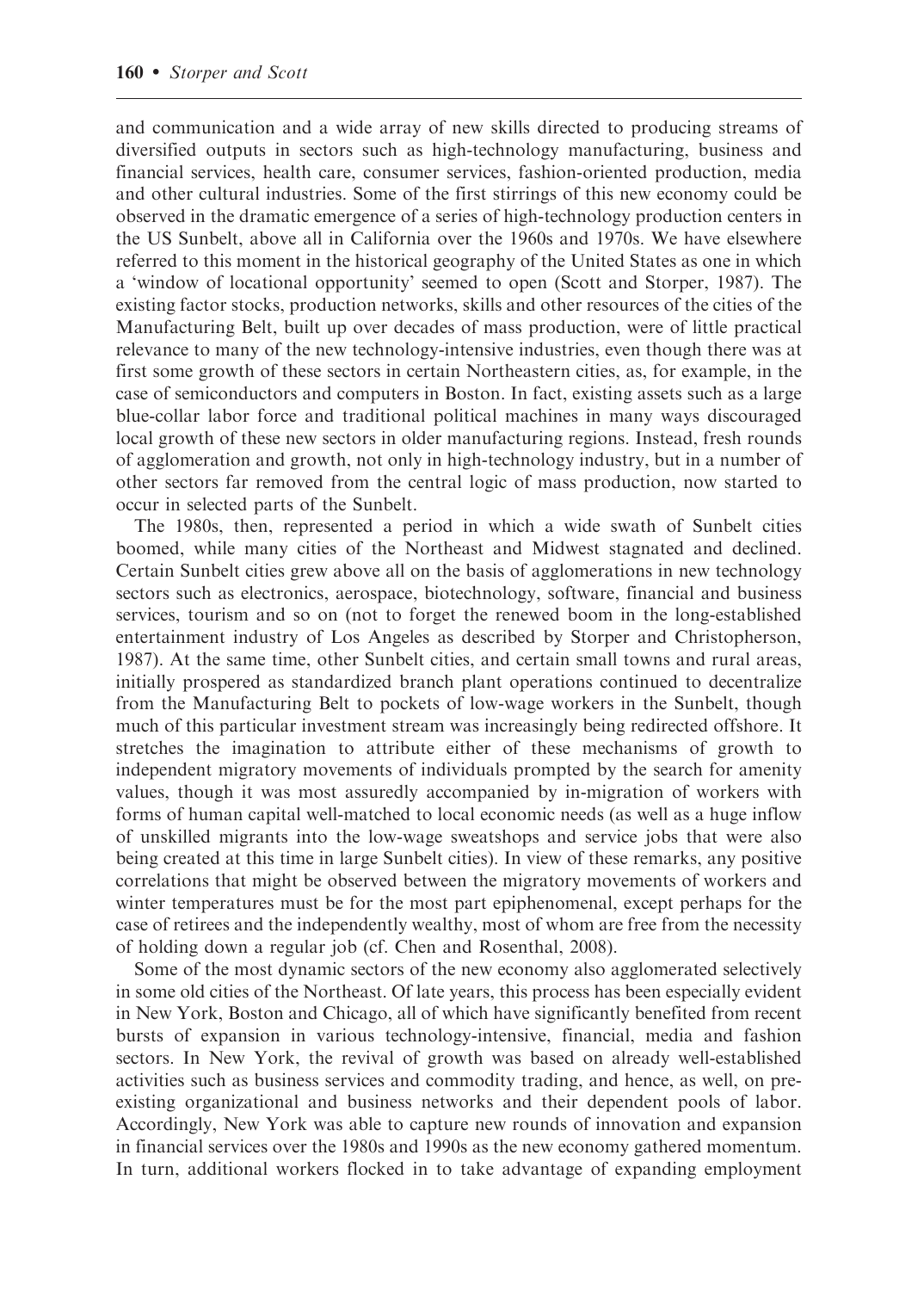and communication and a wide array of new skills directed to producing streams of diversified outputs in sectors such as high-technology manufacturing, business and financial services, health care, consumer services, fashion-oriented production, media and other cultural industries. Some of the first stirrings of this new economy could be observed in the dramatic emergence of a series of high-technology production centers in the US Sunbelt, above all in California over the 1960s and 1970s. We have elsewhere referred to this moment in the historical geography of the United States as one in which a 'window of locational opportunity' seemed to open (Scott and Storper, 1987). The existing factor stocks, production networks, skills and other resources of the cities of the Manufacturing Belt, built up over decades of mass production, were of little practical relevance to many of the new technology-intensive industries, even though there was at first some growth of these sectors in certain Northeastern cities, as, for example, in the case of semiconductors and computers in Boston. In fact, existing assets such as a large blue-collar labor force and traditional political machines in many ways discouraged local growth of these new sectors in older manufacturing regions. Instead, fresh rounds of agglomeration and growth, not only in high-technology industry, but in a number of other sectors far removed from the central logic of mass production, now started to occur in selected parts of the Sunbelt.

The 1980s, then, represented a period in which a wide swath of Sunbelt cities boomed, while many cities of the Northeast and Midwest stagnated and declined. Certain Sunbelt cities grew above all on the basis of agglomerations in new technology sectors such as electronics, aerospace, biotechnology, software, financial and business services, tourism and so on (not to forget the renewed boom in the long-established entertainment industry of Los Angeles as described by Storper and Christopherson, 1987). At the same time, other Sunbelt cities, and certain small towns and rural areas, initially prospered as standardized branch plant operations continued to decentralize from the Manufacturing Belt to pockets of low-wage workers in the Sunbelt, though much of this particular investment stream was increasingly being redirected offshore. It stretches the imagination to attribute either of these mechanisms of growth to independent migratory movements of individuals prompted by the search for amenity values, though it was most assuredly accompanied by in-migration of workers with forms of human capital well-matched to local economic needs (as well as a huge inflow of unskilled migrants into the low-wage sweatshops and service jobs that were also being created at this time in large Sunbelt cities). In view of these remarks, any positive correlations that might be observed between the migratory movements of workers and winter temperatures must be for the most part epiphenomenal, except perhaps for the case of retirees and the independently wealthy, most of whom are free from the necessity of holding down a regular job (cf. Chen and Rosenthal, 2008).

Some of the most dynamic sectors of the new economy also agglomerated selectively in some old cities of the Northeast. Of late years, this process has been especially evident in New York, Boston and Chicago, all of which have significantly benefited from recent bursts of expansion in various technology-intensive, financial, media and fashion sectors. In New York, the revival of growth was based on already well-established activities such as business services and commodity trading, and hence, as well, on pre-existing organizational and business networks and their dependent pools of labor. Accordingly, New York was able to capture new rounds of innovation and expansion in financial services over the 1980s and 1990s as the new economy gathered momentum. In turn, additional workers flocked in to take advantage of expanding employment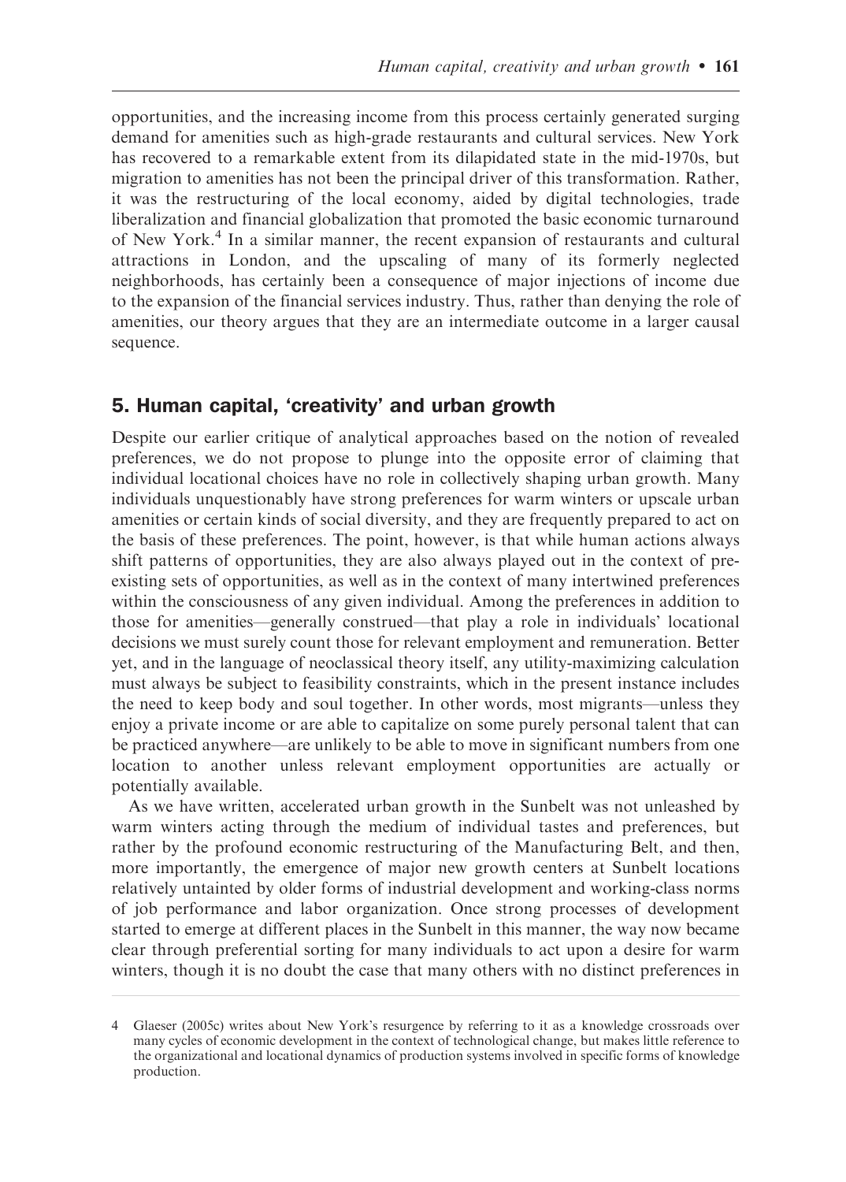opportunities, and the increasing income from this process certainly generated surging demand for amenities such as high-grade restaurants and cultural services. New York has recovered to a remarkable extent from its dilapidated state in the mid-1970s, but migration to amenities has not been the principal driver of this transformation. Rather, it was the restructuring of the local economy, aided by digital technologies, trade liberalization and financial globalization that promoted the basic economic turnaround of New York.[4] In a similar manner, the recent expansion of restaurants and cultural attractions in London, and the upscaling of many of its formerly neglected neighborhoods, has certainly been a consequence of major injections of income due to the expansion of the financial services industry. Thus, rather than denying the role of amenities, our theory argues that they are an intermediate outcome in a larger causal sequence.

## 5. Human capital, 'creativity' and urban growth

Despite our earlier critique of analytical approaches based on the notion of revealed preferences, we do not propose to plunge into the opposite error of claiming that individual locational choices have no role in collectively shaping urban growth. Many individuals unquestionably have strong preferences for warm winters or upscale urban amenities or certain kinds of social diversity, and they are frequently prepared to act on the basis of these preferences. The point, however, is that while human actions always shift patterns of opportunities, they are also always played out in the context of pre-existing sets of opportunities, as well as in the context of many intertwined preferences within the consciousness of any given individual. Among the preferences in addition to those for amenities—generally construed—that play a role in individuals' locational decisions we must surely count those for relevant employment and remuneration. Better yet, and in the language of neoclassical theory itself, any utility-maximizing calculation must always be subject to feasibility constraints, which in the present instance includes the need to keep body and soul together. In other words, most migrants—unless they enjoy a private income or are able to capitalize on some purely personal talent that can be practiced anywhere—are unlikely to be able to move in significant numbers from one location to another unless relevant employment opportunities are actually or potentially available.

As we have written, accelerated urban growth in the Sunbelt was not unleashed by warm winters acting through the medium of individual tastes and preferences, but rather by the profound economic restructuring of the Manufacturing Belt, and then, more importantly, the emergence of major new growth centers at Sunbelt locations relatively untainted by older forms of industrial development and working-class norms of job performance and labor organization. Once strong processes of development started to emerge at different places in the Sunbelt in this manner, the way now became clear through preferential sorting for many individuals to act upon a desire for warm winters, though it is no doubt the case that many others with no distinct preferences in

4 Glaeser (2005c) writes about New York's resurgence by referring to it as a knowledge crossroads over many cycles of economic development in the context of technological change, but makes little reference to the organizational and locational dynamics of production systems involved in specific forms of knowledge production.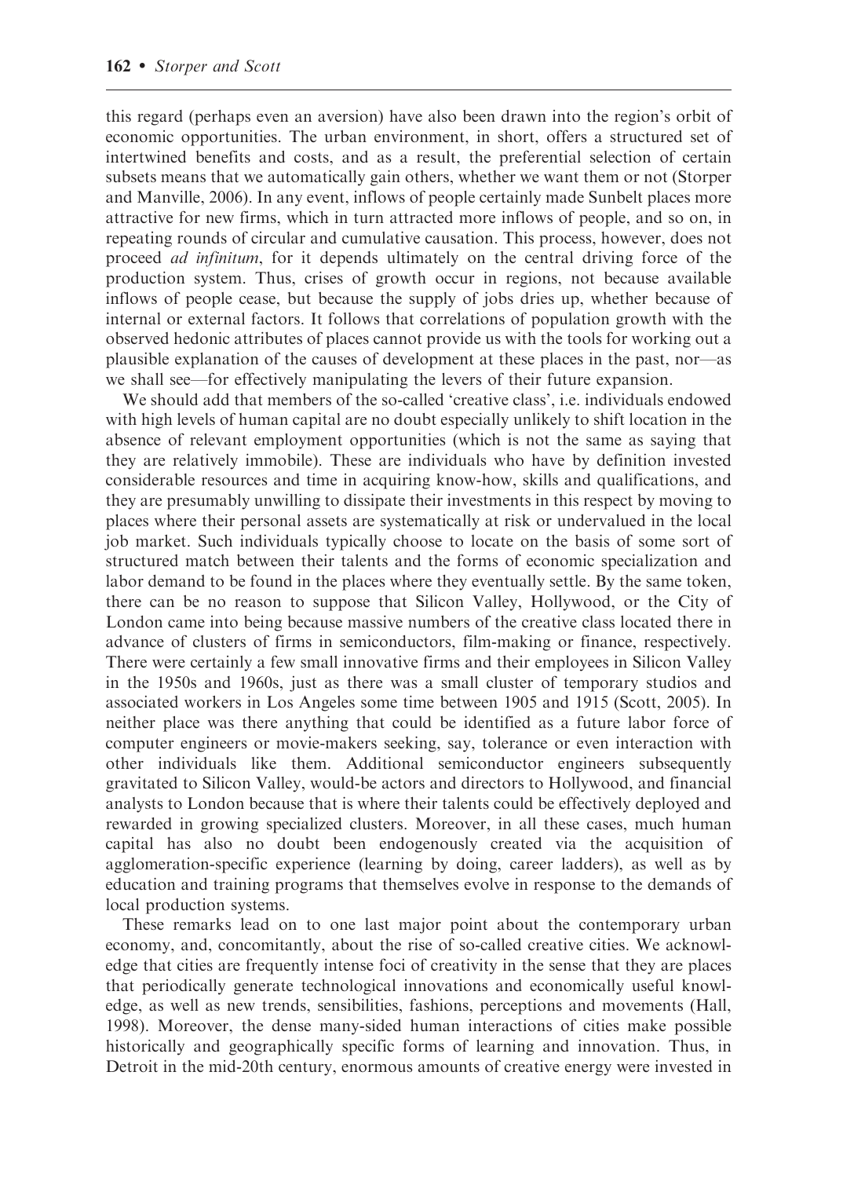this regard (perhaps even an aversion) have also been drawn into the region's orbit of economic opportunities. The urban environment, in short, offers a structured set of intertwined benefits and costs, and as a result, the preferential selection of certain subsets means that we automatically gain others, whether we want them or not (Storper and Manville, 2006). In any event, inflows of people certainly made Sunbelt places more attractive for new firms, which in turn attracted more inflows of people, and so on, in repeating rounds of circular and cumulative causation. This process, however, does not proceed *ad infinitum*, for it depends ultimately on the central driving force of the production system. Thus, crises of growth occur in regions, not because available inflows of people cease, but because the supply of jobs dries up, whether because of internal or external factors. It follows that correlations of population growth with the observed hedonic attributes of places cannot provide us with the tools for working out a plausible explanation of the causes of development at these places in the past, nor—as we shall see—for effectively manipulating the levers of their future expansion.

We should add that members of the so-called 'creative class', i.e. individuals endowed with high levels of human capital are no doubt especially unlikely to shift location in the absence of relevant employment opportunities (which is not the same as saying that they are relatively immobile). These are individuals who have by definition invested considerable resources and time in acquiring know-how, skills and qualifications, and they are presumably unwilling to dissipate their investments in this respect by moving to places where their personal assets are systematically at risk or undervalued in the local job market. Such individuals typically choose to locate on the basis of some sort of structured match between their talents and the forms of economic specialization and labor demand to be found in the places where they eventually settle. By the same token, there can be no reason to suppose that Silicon Valley, Hollywood, or the City of London came into being because massive numbers of the creative class located there in advance of clusters of firms in semiconductors, film-making or finance, respectively. There were certainly a few small innovative firms and their employees in Silicon Valley in the 1950s and 1960s, just as there was a small cluster of temporary studios and associated workers in Los Angeles some time between 1905 and 1915 (Scott, 2005). In neither place was there anything that could be identified as a future labor force of computer engineers or movie-makers seeking, say, tolerance or even interaction with other individuals like them. Additional semiconductor engineers subsequently gravitated to Silicon Valley, would-be actors and directors to Hollywood, and financial analysts to London because that is where their talents could be effectively deployed and rewarded in growing specialized clusters. Moreover, in all these cases, much human capital has also no doubt been endogenously created via the acquisition of agglomeration-specific experience (learning by doing, career ladders), as well as by education and training programs that themselves evolve in response to the demands of local production systems.

These remarks lead on to one last major point about the contemporary urban economy, and, concomitantly, about the rise of so-called creative cities. We acknowledge that cities are frequently intense foci of creativity in the sense that they are places that periodically generate technological innovations and economically useful knowledge, as well as new trends, sensibilities, fashions, perceptions and movements (Hall, 1998). Moreover, the dense many-sided human interactions of cities make possible historically and geographically specific forms of learning and innovation. Thus, in Detroit in the mid-20th century, enormous amounts of creative energy were invested in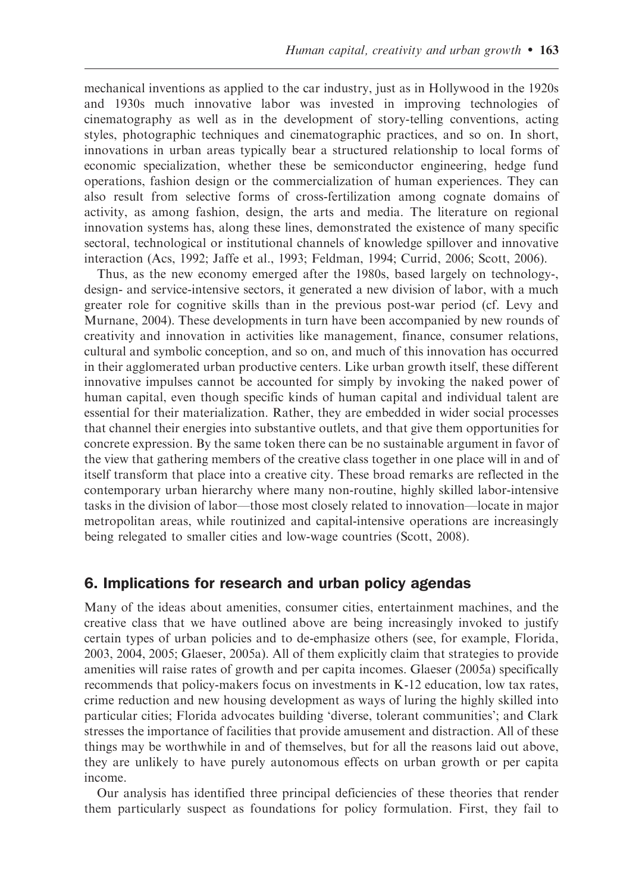mechanical inventions as applied to the car industry, just as in Hollywood in the 1920s and 1930s much innovative labor was invested in improving technologies of cinematography as well as in the development of story-telling conventions, acting styles, photographic techniques and cinematographic practices, and so on. In short, innovations in urban areas typically bear a structured relationship to local forms of economic specialization, whether these be semiconductor engineering, hedge fund operations, fashion design or the commercialization of human experiences. They can also result from selective forms of cross-fertilization among cognate domains of activity, as among fashion, design, the arts and media. The literature on regional innovation systems has, along these lines, demonstrated the existence of many specific sectoral, technological or institutional channels of knowledge spillover and innovative interaction (Acs, 1992; Jaffe et al., 1993; Feldman, 1994; Currid, 2006; Scott, 2006).

Thus, as the new economy emerged after the 1980s, based largely on technology-, design- and service-intensive sectors, it generated a new division of labor, with a much greater role for cognitive skills than in the previous post-war period (cf. Levy and Murnane, 2004). These developments in turn have been accompanied by new rounds of creativity and innovation in activities like management, finance, consumer relations, cultural and symbolic conception, and so on, and much of this innovation has occurred in their agglomerated urban productive centers. Like urban growth itself, these different innovative impulses cannot be accounted for simply by invoking the naked power of human capital, even though specific kinds of human capital and individual talent are essential for their materialization. Rather, they are embedded in wider social processes that channel their energies into substantive outlets, and that give them opportunities for concrete expression. By the same token there can be no sustainable argument in favor of the view that gathering members of the creative class together in one place will in and of itself transform that place into a creative city. These broad remarks are reflected in the contemporary urban hierarchy where many non-routine, highly skilled labor-intensive tasks in the division of labor—those most closely related to innovation—locate in major metropolitan areas, while routinized and capital-intensive operations are increasingly being relegated to smaller cities and low-wage countries (Scott, 2008).

## 6. Implications for research and urban policy agendas

Many of the ideas about amenities, consumer cities, entertainment machines, and the creative class that we have outlined above are being increasingly invoked to justify certain types of urban policies and to de-emphasize others (see, for example, Florida, 2003, 2004, 2005; Glaeser, 2005a). All of them explicitly claim that strategies to provide amenities will raise rates of growth and per capita incomes. Glaeser (2005a) specifically recommends that policy-makers focus on investments in K-12 education, low tax rates, crime reduction and new housing development as ways of luring the highly skilled into particular cities; Florida advocates building 'diverse, tolerant communities'; and Clark stresses the importance of facilities that provide amusement and distraction. All of these things may be worthwhile in and of themselves, but for all the reasons laid out above, they are unlikely to have purely autonomous effects on urban growth or per capita income.

Our analysis has identified three principal deficiencies of these theories that render them particularly suspect as foundations for policy formulation. First, they fail to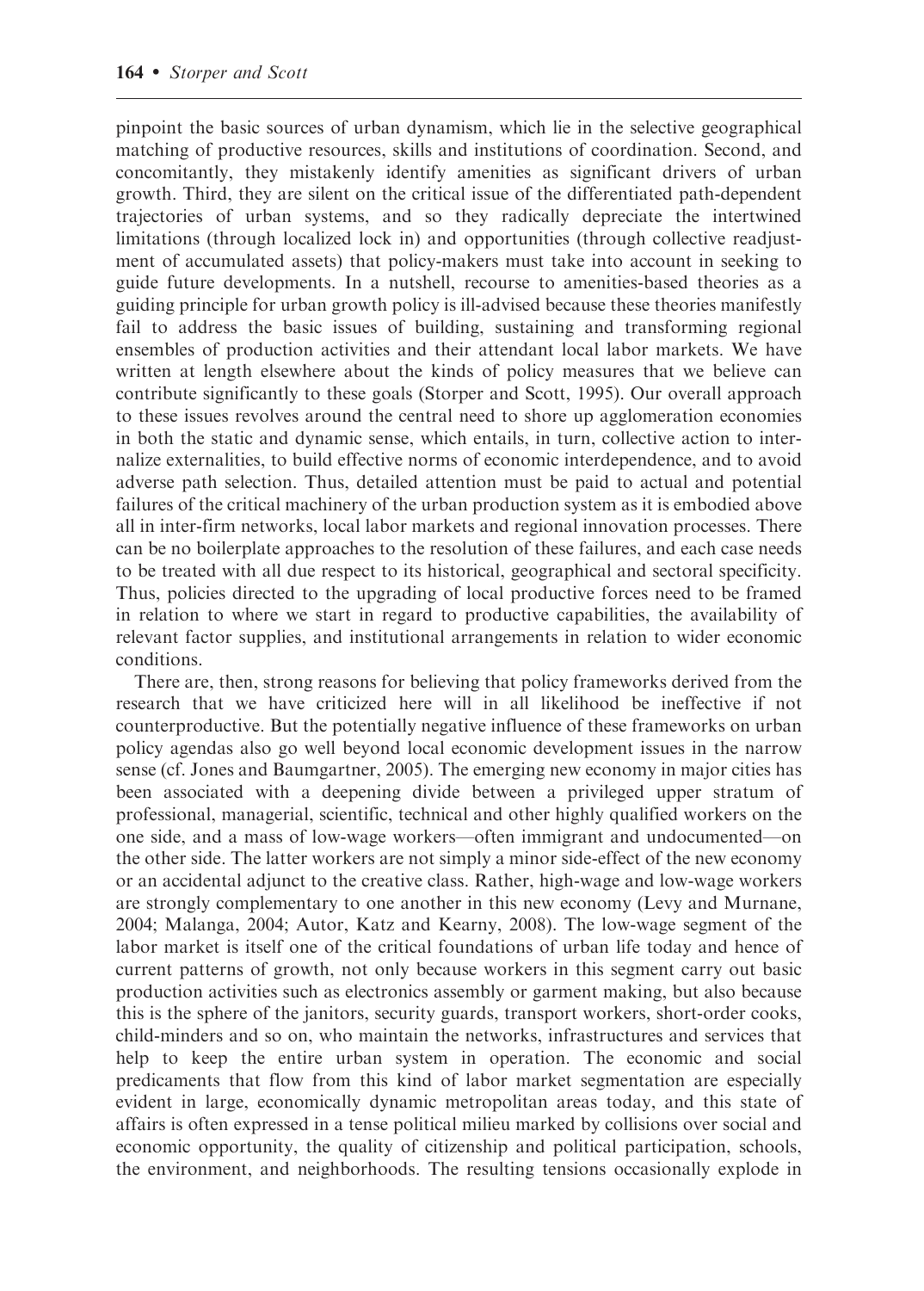pinpoint the basic sources of urban dynamism, which lie in the selective geographical matching of productive resources, skills and institutions of coordination. Second, and concomitantly, they mistakenly identify amenities as significant drivers of urban growth. Third, they are silent on the critical issue of the differentiated path-dependent trajectories of urban systems, and so they radically depreciate the intertwined limitations (through localized lock in) and opportunities (through collective readjustment of accumulated assets) that policy-makers must take into account in seeking to guide future developments. In a nutshell, recourse to amenities-based theories as a guiding principle for urban growth policy is ill-advised because these theories manifestly fail to address the basic issues of building, sustaining and transforming regional ensembles of production activities and their attendant local labor markets. We have written at length elsewhere about the kinds of policy measures that we believe can contribute significantly to these goals (Storper and Scott, 1995). Our overall approach to these issues revolves around the central need to shore up agglomeration economies in both the static and dynamic sense, which entails, in turn, collective action to internalize externalities, to build effective norms of economic interdependence, and to avoid adverse path selection. Thus, detailed attention must be paid to actual and potential failures of the critical machinery of the urban production system as it is embodied above all in inter-firm networks, local labor markets and regional innovation processes. There can be no boilerplate approaches to the resolution of these failures, and each case needs to be treated with all due respect to its historical, geographical and sectoral specificity. Thus, policies directed to the upgrading of local productive forces need to be framed in relation to where we start in regard to productive capabilities, the availability of relevant factor supplies, and institutional arrangements in relation to wider economic conditions.

There are, then, strong reasons for believing that policy frameworks derived from the research that we have criticized here will in all likelihood be ineffective if not counterproductive. But the potentially negative influence of these frameworks on urban policy agendas also go well beyond local economic development issues in the narrow sense (cf. Jones and Baumgartner, 2005). The emerging new economy in major cities has been associated with a deepening divide between a privileged upper stratum of professional, managerial, scientific, technical and other highly qualified workers on the one side, and a mass of low-wage workers—often immigrant and undocumented—on the other side. The latter workers are not simply a minor side-effect of the new economy or an accidental adjunct to the creative class. Rather, high-wage and low-wage workers are strongly complementary to one another in this new economy (Levy and Murnane, 2004; Malanga, 2004; Autor, Katz and Kearny, 2008). The low-wage segment of the labor market is itself one of the critical foundations of urban life today and hence of current patterns of growth, not only because workers in this segment carry out basic production activities such as electronics assembly or garment making, but also because this is the sphere of the janitors, security guards, transport workers, short-order cooks, child-minders and so on, who maintain the networks, infrastructures and services that help to keep the entire urban system in operation. The economic and social predicaments that flow from this kind of labor market segmentation are especially evident in large, economically dynamic metropolitan areas today, and this state of affairs is often expressed in a tense political milieu marked by collisions over social and economic opportunity, the quality of citizenship and political participation, schools, the environment, and neighborhoods. The resulting tensions occasionally explode in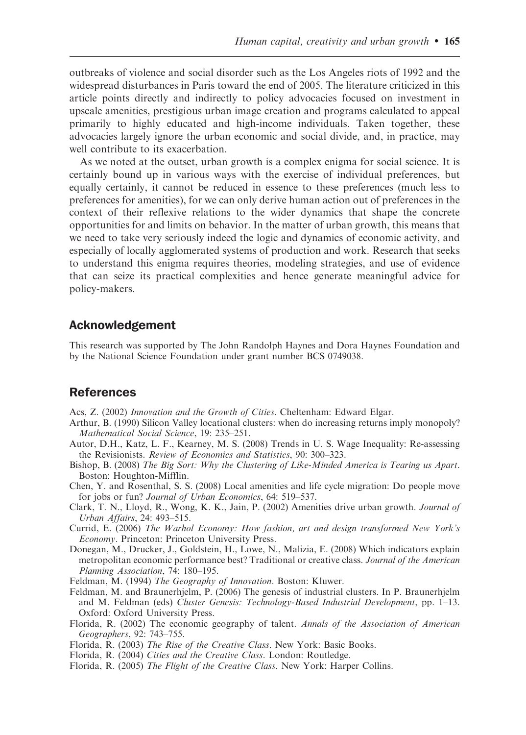outbreaks of violence and social disorder such as the Los Angeles riots of 1992 and the widespread disturbances in Paris toward the end of 2005. The literature criticized in this article points directly and indirectly to policy advocacies focused on investment in upscale amenities, prestigious urban image creation and programs calculated to appeal primarily to highly educated and high-income individuals. Taken together, these advocacies largely ignore the urban economic and social divide, and, in practice, may well contribute to its exacerbation.

As we noted at the outset, urban growth is a complex enigma for social science. It is certainly bound up in various ways with the exercise of individual preferences, but equally certainly, it cannot be reduced in essence to these preferences (much less to preferences for amenities), for we can only derive human action out of preferences in the context of their reflexive relations to the wider dynamics that shape the concrete opportunities for and limits on behavior. In the matter of urban growth, this means that we need to take very seriously indeed the logic and dynamics of economic activity, and especially of locally agglomerated systems of production and work. Research that seeks to understand this enigma requires theories, modeling strategies, and use of evidence that can seize its practical complexities and hence generate meaningful advice for policy-makers.

## Acknowledgement

This research was supported by The John Randolph Haynes and Dora Haynes Foundation and by the National Science Foundation under grant number BCS 0749038.

## References

Acs, Z. (2002) *Innovation and the Growth of Cities*. Cheltenham: Edward Elgar.

Arthur, B. (1990) Silicon Valley locational clusters: when do increasing returns imply monopoly? *Mathematical Social Science*, 19: 235–251.

Autor, D.H., Katz, L. F., Kearney, M. S. (2008) Trends in U. S. Wage Inequality: Re-assessing the Revisionists. *Review of Economics and Statistics*, 90: 300–323.

Bishop, B. (2008) *The Big Sort: Why the Clustering of Like-Minded America is Tearing us Apart*. Boston: Houghton-Mifflin.

Chen, Y. and Rosenthal, S. S. (2008) Local amenities and life cycle migration: Do people move for jobs or fun? *Journal of Urban Economics*, 64: 519–537.

Clark, T. N., Lloyd, R., Wong, K. K., Jain, P. (2002) Amenities drive urban growth. *Journal of Urban Affairs*, 24: 493–515.

Currid, E. (2006) *The Warhol Economy: How fashion, art and design transformed New York's Economy*. Princeton: Princeton University Press.

Donegan, M., Drucker, J., Goldstein, H., Lowe, N., Malizia, E. (2008) Which indicators explain metropolitan economic performance best? Traditional or creative class. *Journal of the American Planning Association*, 74: 180–195.

Feldman, M. (1994) *The Geography of Innovation*. Boston: Kluwer.

Feldman, M. and Braunerhjelm, P. (2006) The genesis of industrial clusters. In P. Braunerhjelm and M. Feldman (eds) *Cluster Genesis: Technology-Based Industrial Development*, pp. 1–13. Oxford: Oxford University Press.

Florida, R. (2002) The economic geography of talent. *Annals of the Association of American Geographers*, 92: 743–755.

Florida, R. (2003) *The Rise of the Creative Class*. New York: Basic Books.

Florida, R. (2004) *Cities and the Creative Class*. London: Routledge.

Florida, R. (2005) *The Flight of the Creative Class*. New York: Harper Collins.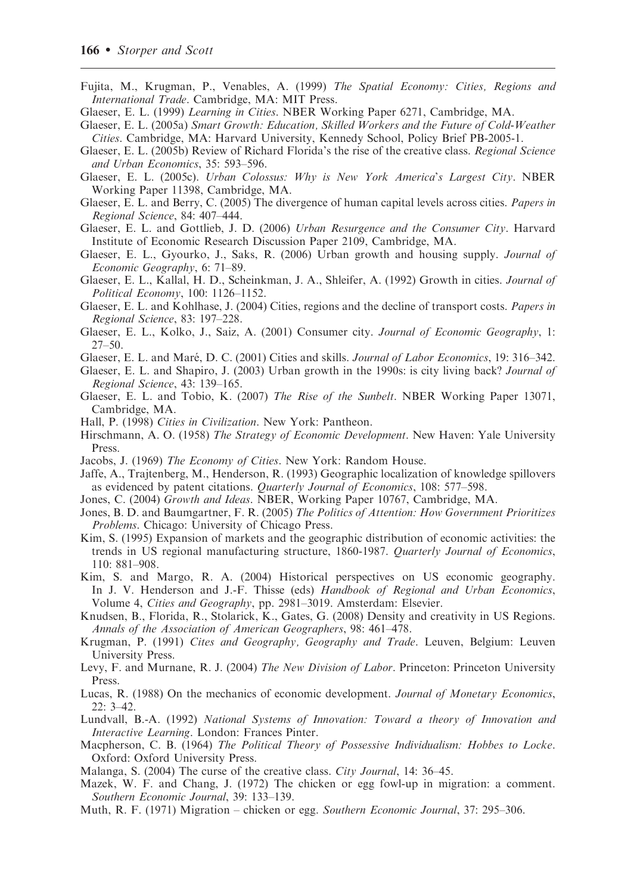Fujita, M., Krugman, P., Venables, A. (1999) *The Spatial Economy: Cities, Regions and International Trade*. Cambridge, MA: MIT Press.

Glaeser, E. L. (1999) *Learning in Cities*. NBER Working Paper 6271, Cambridge, MA.

Glaeser, E. L. (2005a) *Smart Growth: Education, Skilled Workers and the Future of Cold-Weather Cities*. Cambridge, MA: Harvard University, Kennedy School, Policy Brief PB-2005-1.

Glaeser, E. L. (2005b) Review of Richard Florida's the rise of the creative class. *Regional Science and Urban Economics*, 35: 593–596.

Glaeser, E. L. (2005c). *Urban Colossus: Why is New York America's Largest City*. NBER Working Paper 11398, Cambridge, MA.

Glaeser, E. L. and Berry, C. (2005) The divergence of human capital levels across cities. *Papers in Regional Science*, 84: 407–444.

Glaeser, E. L. and Gottlieb, J. D. (2006) *Urban Resurgence and the Consumer City*. Harvard Institute of Economic Research Discussion Paper 2109, Cambridge, MA.

Glaeser, E. L., Gyourko, J., Saks, R. (2006) Urban growth and housing supply. *Journal of Economic Geography*, 6: 71–89.

Glaeser, E. L., Kallal, H. D., Scheinkman, J. A., Shleifer, A. (1992) Growth in cities. *Journal of Political Economy*, 100: 1126–1152.

Glaeser, E. L. and Kohlhase, J. (2004) Cities, regions and the decline of transport costs. *Papers in Regional Science*, 83: 197–228.

Glaeser, E. L., Kolko, J., Saiz, A. (2001) Consumer city. *Journal of Economic Geography*, 1: 27–50.

Glaeser, E. L. and Maré, D. C. (2001) Cities and skills. *Journal of Labor Economics*, 19: 316–342.

Glaeser, E. L. and Shapiro, J. (2003) Urban growth in the 1990s: is city living back? *Journal of Regional Science*, 43: 139–165.

Glaeser, E. L. and Tobio, K. (2007) *The Rise of the Sunbelt*. NBER Working Paper 13071, Cambridge, MA.

Hall, P. (1998) *Cities in Civilization*. New York: Pantheon.

Hirschmann, A. O. (1958) *The Strategy of Economic Development*. New Haven: Yale University Press.

Jacobs, J. (1969) *The Economy of Cities*. New York: Random House.

Jaffe, A., Trajtenberg, M., Henderson, R. (1993) Geographic localization of knowledge spillovers as evidenced by patent citations. *Quarterly Journal of Economics*, 108: 577–598.

Jones, C. (2004) *Growth and Ideas*. NBER, Working Paper 10767, Cambridge, MA.

Jones, B. D. and Baumgartner, F. R. (2005) *The Politics of Attention: How Government Prioritizes Problems*. Chicago: University of Chicago Press.

Kim, S. (1995) Expansion of markets and the geographic distribution of economic activities: the trends in US regional manufacturing structure, 1860-1987. *Quarterly Journal of Economics*, 110: 881–908.

Kim, S. and Margo, R. A. (2004) Historical perspectives on US economic geography. In J. V. Henderson and J.-F. Thisse (eds) *Handbook of Regional and Urban Economics*, Volume 4, *Cities and Geography*, pp. 2981–3019. Amsterdam: Elsevier.

Knudsen, B., Florida, R., Stolarick, K., Gates, G. (2008) Density and creativity in US Regions. *Annals of the Association of American Geographers*, 98: 461–478.

Krugman, P. (1991) *Cites and Geography, Geography and Trade*. Leuven, Belgium: Leuven University Press.

Levy, F. and Murnane, R. J. (2004) *The New Division of Labor*. Princeton: Princeton University Press.

Lucas, R. (1988) On the mechanics of economic development. *Journal of Monetary Economics*, 22: 3–42.

Lundvall, B.-A. (1992) *National Systems of Innovation: Toward a theory of Innovation and Interactive Learning*. London: Frances Pinter.

Macpherson, C. B. (1964) *The Political Theory of Possessive Individualism: Hobbes to Locke*. Oxford: Oxford University Press.

Malanga, S. (2004) The curse of the creative class. *City Journal*, 14: 36–45.

Mazek, W. F. and Chang, J. (1972) The chicken or egg fowl-up in migration: a comment. *Southern Economic Journal*, 39: 133–139.

Muth, R. F. (1971) Migration – chicken or egg. *Southern Economic Journal*, 37: 295–306.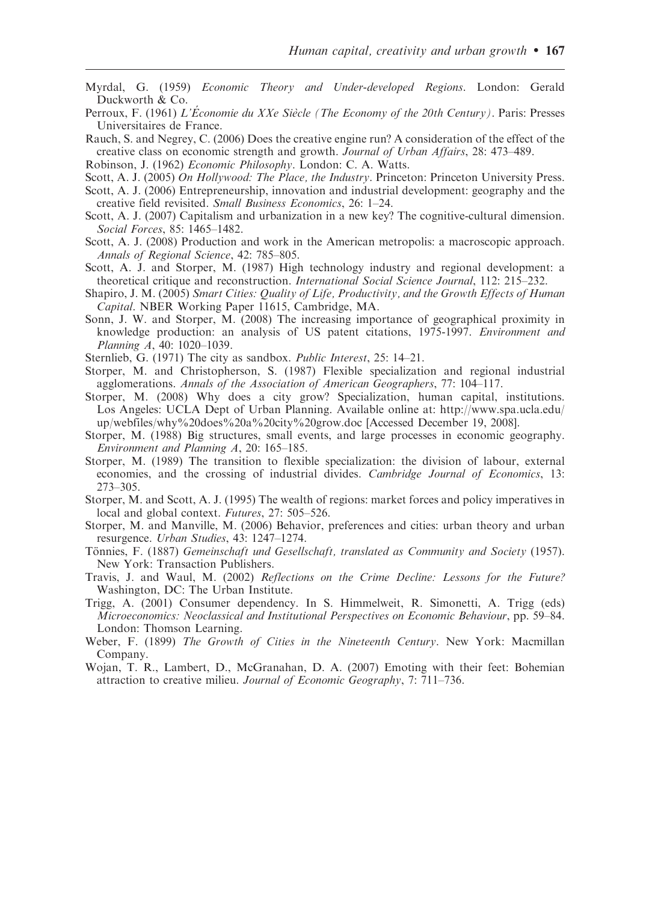Myrdal, G. (1959) *Economic Theory and Under-developed Regions*. London: Gerald Duckworth & Co.

Perroux, F. (1961) *L'Économie du XXe Siècle (The Economy of the 20th Century)*. Paris: Presses Universitaires de France.

Rauch, S. and Negrey, C. (2006) Does the creative engine run? A consideration of the effect of the creative class on economic strength and growth. *Journal of Urban Affairs*, 28: 473–489.

Robinson, J. (1962) *Economic Philosophy*. London: C. A. Watts.

Scott, A. J. (2005) *On Hollywood: The Place, the Industry*. Princeton: Princeton University Press.

Scott, A. J. (2006) Entrepreneurship, innovation and industrial development: geography and the creative field revisited. *Small Business Economics*, 26: 1–24.

Scott, A. J. (2007) Capitalism and urbanization in a new key? The cognitive-cultural dimension. *Social Forces*, 85: 1465–1482.

Scott, A. J. (2008) Production and work in the American metropolis: a macroscopic approach. *Annals of Regional Science*, 42: 785–805.

Scott, A. J. and Storper, M. (1987) High technology industry and regional development: a theoretical critique and reconstruction. *International Social Science Journal*, 112: 215–232.

Shapiro, J. M. (2005) *Smart Cities: Quality of Life, Productivity, and the Growth Effects of Human Capital*. NBER Working Paper 11615, Cambridge, MA.

Sonn, J. W. and Storper, M. (2008) The increasing importance of geographical proximity in knowledge production: an analysis of US patent citations, 1975-1997. *Environment and Planning A*, 40: 1020–1039.

Sternlieb, G. (1971) The city as sandbox. *Public Interest*, 25: 14–21.

Storper, M. and Christopherson, S. (1987) Flexible specialization and regional industrial agglomerations. *Annals of the Association of American Geographers*, 77: 104–117.

Storper, M. (2008) Why does a city grow? Specialization, human capital, institutions. Los Angeles: UCLA Dept of Urban Planning. Available online at: http://www.spa.ucla.edu/up/webfiles/why%20does%20a%20city%20grow.doc [Accessed December 19, 2008].

Storper, M. (1988) Big structures, small events, and large processes in economic geography. *Environment and Planning A*, 20: 165–185.

Storper, M. (1989) The transition to flexible specialization: the division of labour, external economies, and the crossing of industrial divides. *Cambridge Journal of Economics*, 13: 273–305.

Storper, M. and Scott, A. J. (1995) The wealth of regions: market forces and policy imperatives in local and global context. *Futures*, 27: 505–526.

Storper, M. and Manville, M. (2006) Behavior, preferences and cities: urban theory and urban resurgence. *Urban Studies*, 43: 1247–1274.

Tönnies, F. (1887) *Gemeinschaft und Gesellschaft, translated as Community and Society* (1957). New York: Transaction Publishers.

Travis, J. and Waul, M. (2002) *Reflections on the Crime Decline: Lessons for the Future?* Washington, DC: The Urban Institute.

Trigg, A. (2001) Consumer dependency. In S. Himmelweit, R. Simonetti, A. Trigg (eds) *Microeconomics: Neoclassical and Institutional Perspectives on Economic Behaviour*, pp. 59–84. London: Thomson Learning.

Weber, F. (1899) *The Growth of Cities in the Nineteenth Century*. New York: Macmillan Company.

Wojan, T. R., Lambert, D., McGranahan, D. A. (2007) Emoting with their feet: Bohemian attraction to creative milieu. *Journal of Economic Geography*, 7: 711–736.